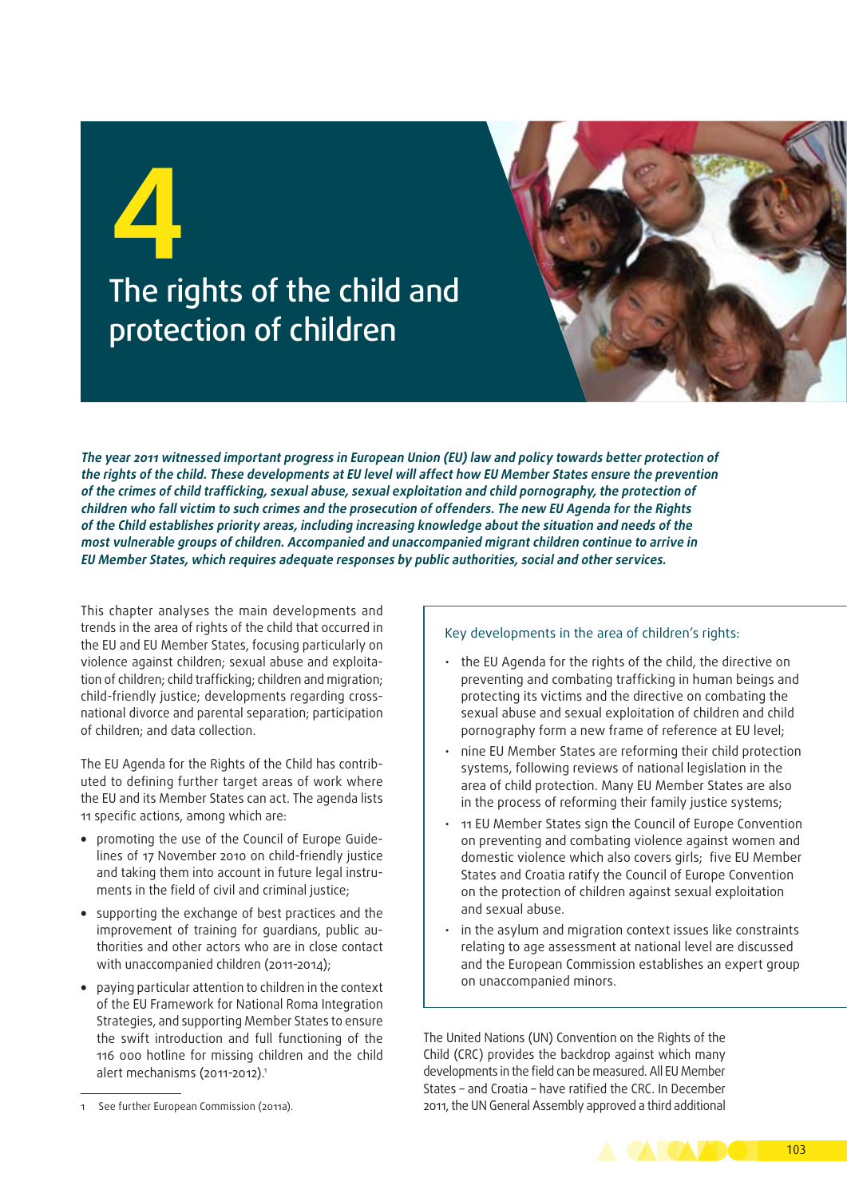# 4

# The rights of the child and protection of children

***The year 2011 witnessed important progress in European Union (EU) law and policy towards better protection of the rights of the child. These developments at EU level will affect how EU Member States ensure the prevention of the crimes of child trafficking, sexual abuse, sexual exploitation and child pornography, the protection of children who fall victim to such crimes and the prosecution of offenders. The new EU Agenda for the Rights of the Child establishes priority areas, including increasing knowledge about the situation and needs of the most vulnerable groups of children. Accompanied and unaccompanied migrant children continue to arrive in EU Member States, which requires adequate responses by public authorities, social and other services.***

This chapter analyses the main developments and trends in the area of rights of the child that occurred in the EU and EU Member States, focusing particularly on violence against children; sexual abuse and exploitation of children; child trafficking; children and migration; child-friendly justice; developments regarding cross-national divorce and parental separation; participation of children; and data collection.

The EU Agenda for the Rights of the Child has contributed to defining further target areas of work where the EU and its Member States can act. The agenda lists 11 specific actions, among which are:

- promoting the use of the Council of Europe Guidelines of 17 November 2010 on child-friendly justice and taking them into account in future legal instruments in the field of civil and criminal justice;
- supporting the exchange of best practices and the improvement of training for guardians, public authorities and other actors who are in close contact with unaccompanied children (2011-2014);
- paying particular attention to children in the context of the EU Framework for National Roma Integration Strategies, and supporting Member States to ensure the swift introduction and full functioning of the 116 000 hotline for missing children and the child alert mechanisms (2011-2012).[1]

Key developments in the area of children's rights:

- the EU Agenda for the rights of the child, the directive on preventing and combating trafficking in human beings and protecting its victims and the directive on combating the sexual abuse and sexual exploitation of children and child pornography form a new frame of reference at EU level;
- nine EU Member States are reforming their child protection systems, following reviews of national legislation in the area of child protection. Many EU Member States are also in the process of reforming their family justice systems;
- 11 EU Member States sign the Council of Europe Convention on preventing and combating violence against women and domestic violence which also covers girls; five EU Member States and Croatia ratify the Council of Europe Convention on the protection of children against sexual exploitation and sexual abuse.
- in the asylum and migration context issues like constraints relating to age assessment at national level are discussed and the European Commission establishes an expert group on unaccompanied minors.

The United Nations (UN) Convention on the Rights of the Child (CRC) provides the backdrop against which many developments in the field can be measured. All EU Member States – and Croatia – have ratified the CRC. In December 2011, the UN General Assembly approved a third additional

1 See further European Commission (2011a).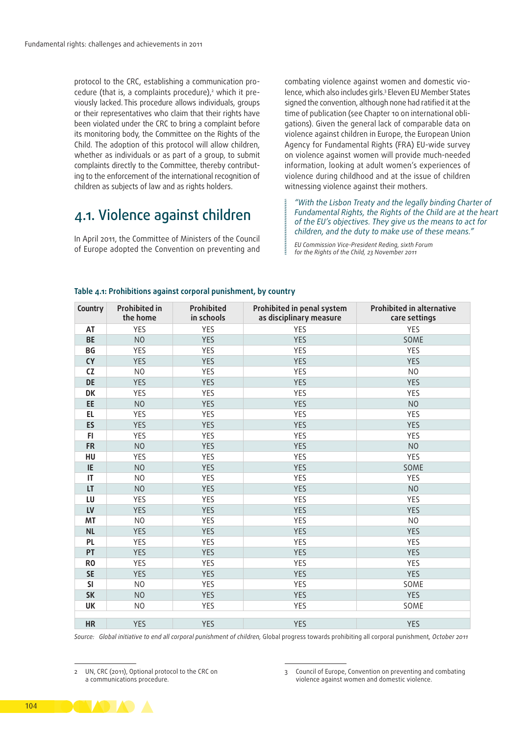protocol to the CRC, establishing a communication procedure (that is, a complaints procedure),[2] which it previously lacked. This procedure allows individuals, groups or their representatives who claim that their rights have been violated under the CRC to bring a complaint before its monitoring body, the Committee on the Rights of the Child. The adoption of this protocol will allow children, whether as individuals or as part of a group, to submit complaints directly to the Committee, thereby contributing to the enforcement of the international recognition of children as subjects of law and as rights holders.

## 4.1. Violence against children

In April 2011, the Committee of Ministers of the Council of Europe adopted the Convention on preventing and combating violence against women and domestic violence, which also includes girls.[3] Eleven EU Member States signed the convention, although none had ratified it at the time of publication (see Chapter 10 on international obligations). Given the general lack of comparable data on violence against children in Europe, the European Union Agency for Fundamental Rights (FRA) EU-wide survey on violence against women will provide much-needed information, looking at adult women's experiences of violence during childhood and at the issue of children witnessing violence against their mothers.

> *"With the Lisbon Treaty and the legally binding Charter of Fundamental Rights, the Rights of the Child are at the heart of the EU's objectives. They give us the means to act for children, and the duty to make use of these means."*
>
> *EU Commission Vice-President Reding, sixth Forum for the Rights of the Child, 23 November 2011*

**Table 4.1: Prohibitions against corporal punishment, by country**

| Country | Prohibited in the home | Prohibited in schools | Prohibited in penal system as disciplinary measure | Prohibited in alternative care settings |
|---|---|---|---|---|
| AT | YES | YES | YES | YES |
| BE | NO | YES | YES | SOME |
| BG | YES | YES | YES | YES |
| CY | YES | YES | YES | YES |
| CZ | NO | YES | YES | NO |
| DE | YES | YES | YES | YES |
| DK | YES | YES | YES | YES |
| EE | NO | YES | YES | NO |
| EL | YES | YES | YES | YES |
| ES | YES | YES | YES | YES |
| FI | YES | YES | YES | YES |
| FR | NO | YES | YES | NO |
| HU | YES | YES | YES | YES |
| IE | NO | YES | YES | SOME |
| IT | NO | YES | YES | YES |
| LT | NO | YES | YES | NO |
| LU | YES | YES | YES | YES |
| LV | YES | YES | YES | YES |
| MT | NO | YES | YES | NO |
| NL | YES | YES | YES | YES |
| PL | YES | YES | YES | YES |
| PT | YES | YES | YES | YES |
| RO | YES | YES | YES | YES |
| SE | YES | YES | YES | YES |
| SI | NO | YES | YES | SOME |
| SK | NO | YES | YES | YES |
| UK | NO | YES | YES | SOME |
| | | | | |
| HR | YES | YES | YES | YES |

Source: *Global initiative to end all corporal punishment of children,* Global progress towards prohibiting all corporal punishment, *October 2011*

2 UN, CRC (2011), Optional protocol to the CRC on a communications procedure.

3 Council of Europe, Convention on preventing and combating violence against women and domestic violence.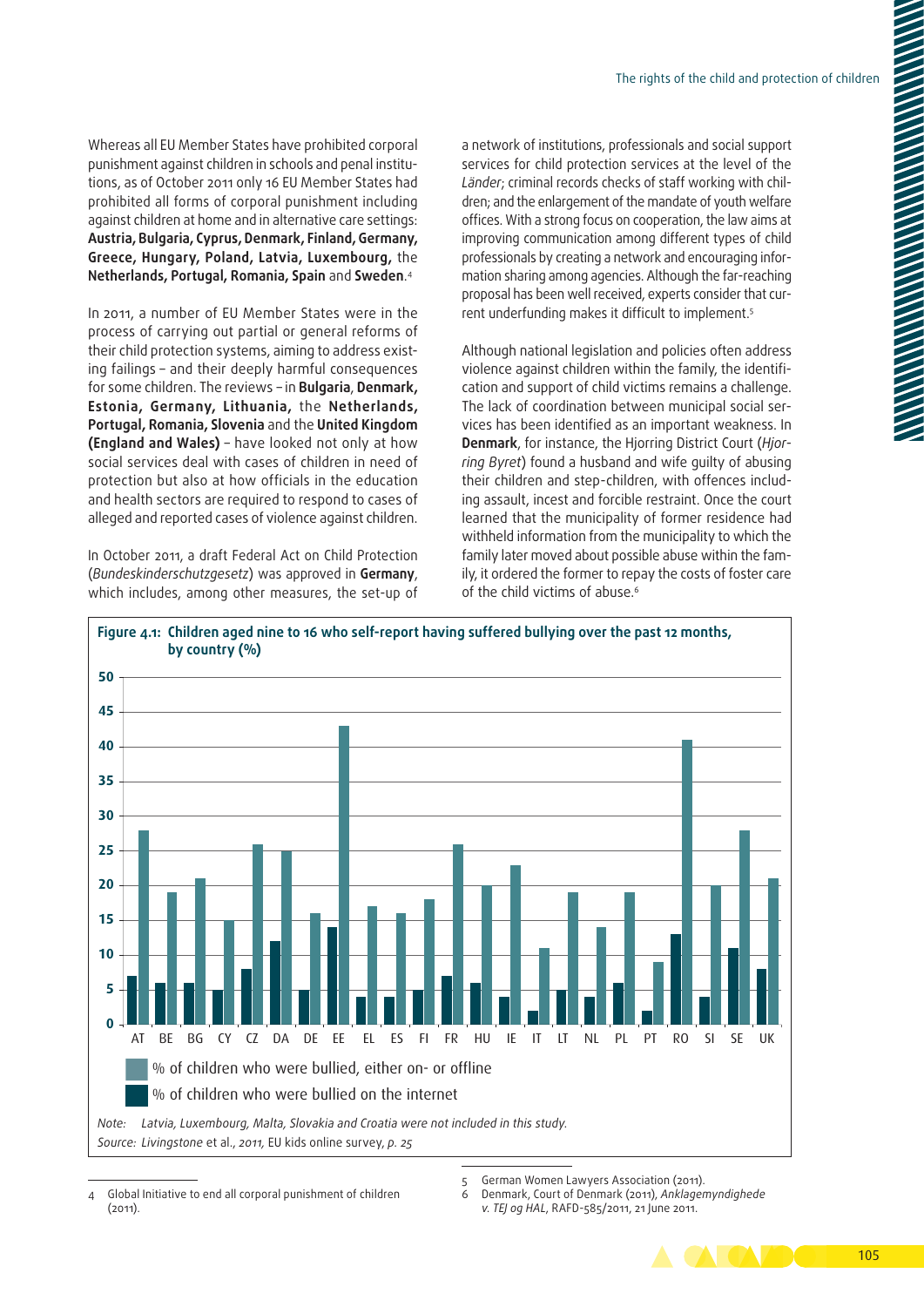Whereas all EU Member States have prohibited corporal punishment against children in schools and penal institutions, as of October 2011 only 16 EU Member States had prohibited all forms of corporal punishment including against children at home and in alternative care settings: **Austria, Bulgaria, Cyprus, Denmark, Finland, Germany, Greece, Hungary, Poland, Latvia, Luxembourg,** the **Netherlands, Portugal, Romania, Spain** and **Sweden**.[4]

In 2011, a number of EU Member States were in the process of carrying out partial or general reforms of their child protection systems, aiming to address existing failings – and their deeply harmful consequences for some children. The reviews – in **Bulgaria, Denmark, Estonia, Germany, Lithuania,** the **Netherlands, Portugal, Romania, Slovenia** and the **United Kingdom (England and Wales)** – have looked not only at how social services deal with cases of children in need of protection but also at how officials in the education and health sectors are required to respond to cases of alleged and reported cases of violence against children.

In October 2011, a draft Federal Act on Child Protection (*Bundeskinderschutzgesetz*) was approved in **Germany**, which includes, among other measures, the set-up of a network of institutions, professionals and social support services for child protection services at the level of the *Länder*; criminal records checks of staff working with children; and the enlargement of the mandate of youth welfare offices. With a strong focus on cooperation, the law aims at improving communication among different types of child professionals by creating a network and encouraging information sharing among agencies. Although the far-reaching proposal has been well received, experts consider that current underfunding makes it difficult to implement.[5]

Although national legislation and policies often address violence against children within the family, the identification and support of child victims remains a challenge. The lack of coordination between municipal social services has been identified as an important weakness. In **Denmark**, for instance, the Hjorring District Court (*Hjorring Byret*) found a husband and wife guilty of abusing their children and step-children, with offences including assault, incest and forcible restraint. Once the court learned that the municipality of former residence had withheld information from the municipality to which the family later moved about possible abuse within the family, it ordered the former to repay the costs of foster care of the child victims of abuse.[6]

**Figure 4.1: Children aged nine to 16 who self-report having suffered bullying over the past 12 months, by country (%)**

| Country | % of children who were bullied, either on- or offline | % of children who were bullied on the internet |
|---|---|---|
| AT | 28 | 7 |
| BE | 19 | 6 |
| BG | 21 | 6 |
| CY | 15 | 5 |
| CZ | 26 | 8 |
| DA | 25 | 12 |
| DE | 16 | 5 |
| EE | 43 | 14 |
| EL | 17 | 4 |
| ES | 16 | 4 |
| FI | 18 | 5 |
| FR | 26 | 7 |
| HU | 20 | 6 |
| IE | 23 | 4 |
| IT | 11 | 2 |
| LT | 19 | 5 |
| NL | 14 | 4 |
| PL | 19 | 6 |
| PT | 9 | 2 |
| RO | 41 | 13 |
| SI | 20 | 4 |
| SE | 28 | 11 |
| UK | 21 | 8 |

*Note: Latvia, Luxembourg, Malta, Slovakia and Croatia were not included in this study.*
*Source: Livingstone et al., 2011, EU kids online survey, p. 25*

4 Global Initiative to end all corporal punishment of children (2011).

5 German Women Lawyers Association (2011).

6 Denmark, Court of Denmark (2011), *Anklagemyndighede v. TEJ og HAL*, RAFD-585/2011, 21 June 2011.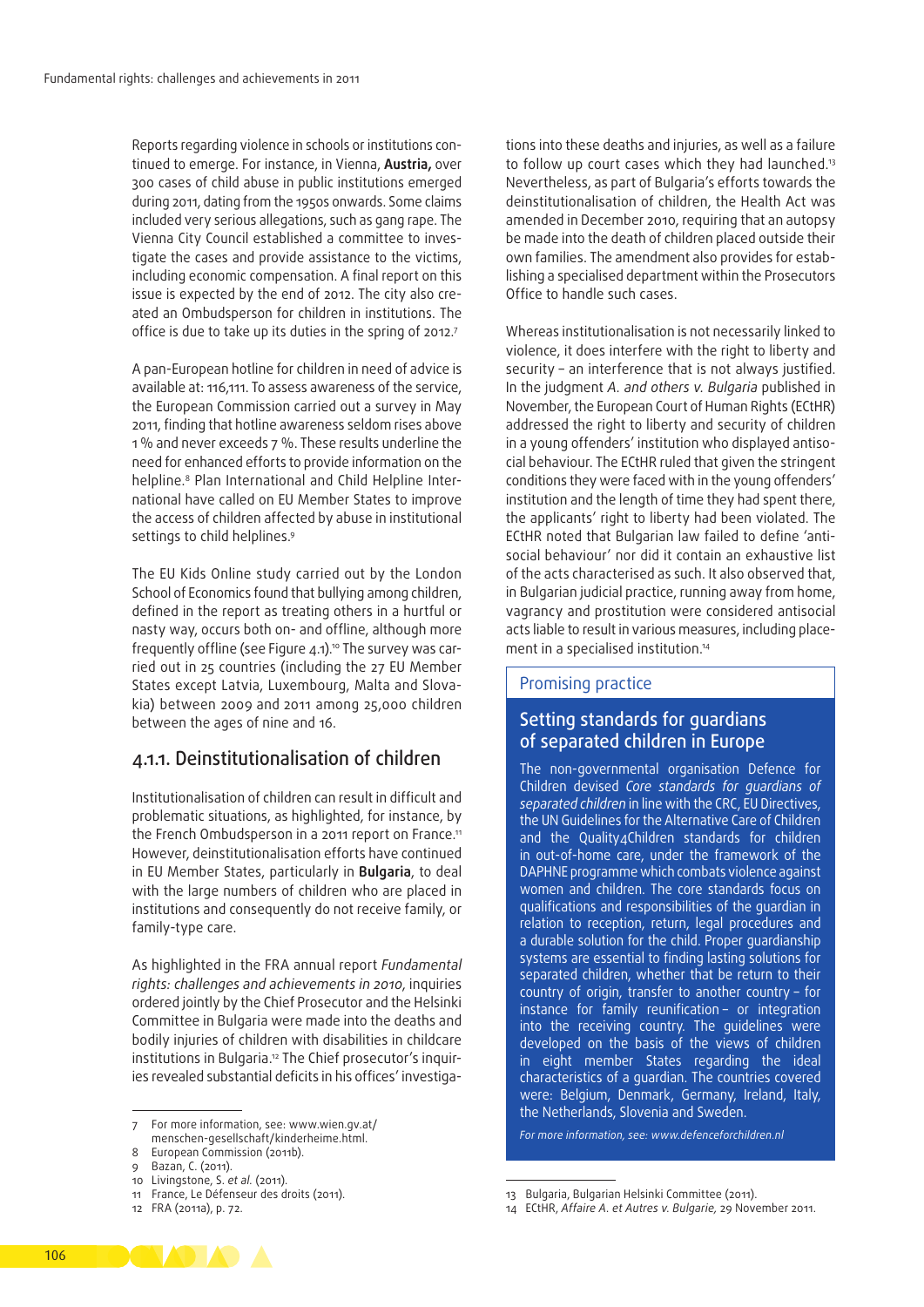Reports regarding violence in schools or institutions continued to emerge. For instance, in Vienna, **Austria,** over 300 cases of child abuse in public institutions emerged during 2011, dating from the 1950s onwards. Some claims included very serious allegations, such as gang rape. The Vienna City Council established a committee to investigate the cases and provide assistance to the victims, including economic compensation. A final report on this issue is expected by the end of 2012. The city also created an Ombudsperson for children in institutions. The office is due to take up its duties in the spring of 2012.[7]

A pan-European hotline for children in need of advice is available at: 116,111. To assess awareness of the service, the European Commission carried out a survey in May 2011, finding that hotline awareness seldom rises above 1 % and never exceeds 7 %. These results underline the need for enhanced efforts to provide information on the helpline.[8] Plan International and Child Helpline International have called on EU Member States to improve the access of children affected by abuse in institutional settings to child helplines.[9]

The EU Kids Online study carried out by the London School of Economics found that bullying among children, defined in the report as treating others in a hurtful or nasty way, occurs both on- and offline, although more frequently offline (see Figure 4.1).[10] The survey was carried out in 25 countries (including the 27 EU Member States except Latvia, Luxembourg, Malta and Slovakia) between 2009 and 2011 among 25,000 children between the ages of nine and 16.

### 4.1.1. Deinstitutionalisation of children

Institutionalisation of children can result in difficult and problematic situations, as highlighted, for instance, by the French Ombudsperson in a 2011 report on France.[11] However, deinstitutionalisation efforts have continued in EU Member States, particularly in **Bulgaria**, to deal with the large numbers of children who are placed in institutions and consequently do not receive family, or family-type care.

As highlighted in the FRA annual report *Fundamental rights: challenges and achievements in 2010*, inquiries ordered jointly by the Chief Prosecutor and the Helsinki Committee in Bulgaria were made into the deaths and bodily injuries of children with disabilities in childcare institutions in Bulgaria.[12] The Chief prosecutor's inquiries revealed substantial deficits in his offices' investigations into these deaths and injuries, as well as a failure to follow up court cases which they had launched.[13] Nevertheless, as part of Bulgaria's efforts towards the deinstitutionalisation of children, the Health Act was amended in December 2010, requiring that an autopsy be made into the death of children placed outside their own families. The amendment also provides for establishing a specialised department within the Prosecutors Office to handle such cases.

Whereas institutionalisation is not necessarily linked to violence, it does interfere with the right to liberty and security – an interference that is not always justified. In the judgment *A. and others v. Bulgaria* published in November, the European Court of Human Rights (ECtHR) addressed the right to liberty and security of children in a young offenders' institution who displayed antisocial behaviour. The ECtHR ruled that given the stringent conditions they were faced with in the young offenders' institution and the length of time they had spent there, the applicants' right to liberty had been violated. The ECtHR noted that Bulgarian law failed to define 'antisocial behaviour' nor did it contain an exhaustive list of the acts characterised as such. It also observed that, in Bulgarian judicial practice, running away from home, vagrancy and prostitution were considered antisocial acts liable to result in various measures, including placement in a specialised institution.[14]

> Promising practice
>
> **Setting standards for guardians of separated children in Europe**
>
> The non-governmental organisation Defence for Children devised *Core standards for guardians of separated children* in line with the CRC, EU Directives, the UN Guidelines for the Alternative Care of Children and the Quality4Children standards for children in out-of-home care, under the framework of the DAPHNE programme which combats violence against women and children. The core standards focus on qualifications and responsibilities of the guardian in relation to reception, return, legal procedures and a durable solution for the child. Proper guardianship systems are essential to finding lasting solutions for separated children, whether that be return to their country of origin, transfer to another country – for instance for family reunification – or integration into the receiving country. The guidelines were developed on the basis of the views of children in eight member States regarding the ideal characteristics of a guardian. The countries covered were: Belgium, Denmark, Germany, Ireland, Italy, the Netherlands, Slovenia and Sweden.
>
> *For more information, see: www.defenceforchildren.nl*

7 For more information, see: www.wien.gv.at/menschen-gesellschaft/kinderheime.html.
8 European Commission (2011b).
9 Bazan, C. (2011).
10 Livingstone, S. *et al.* (2011).
11 France, Le Défenseur des droits (2011).
12 FRA (2011a), p. 72.
13 Bulgaria, Bulgarian Helsinki Committee (2011).
14 ECtHR, *Affaire A. et Autres v. Bulgarie,* 29 November 2011.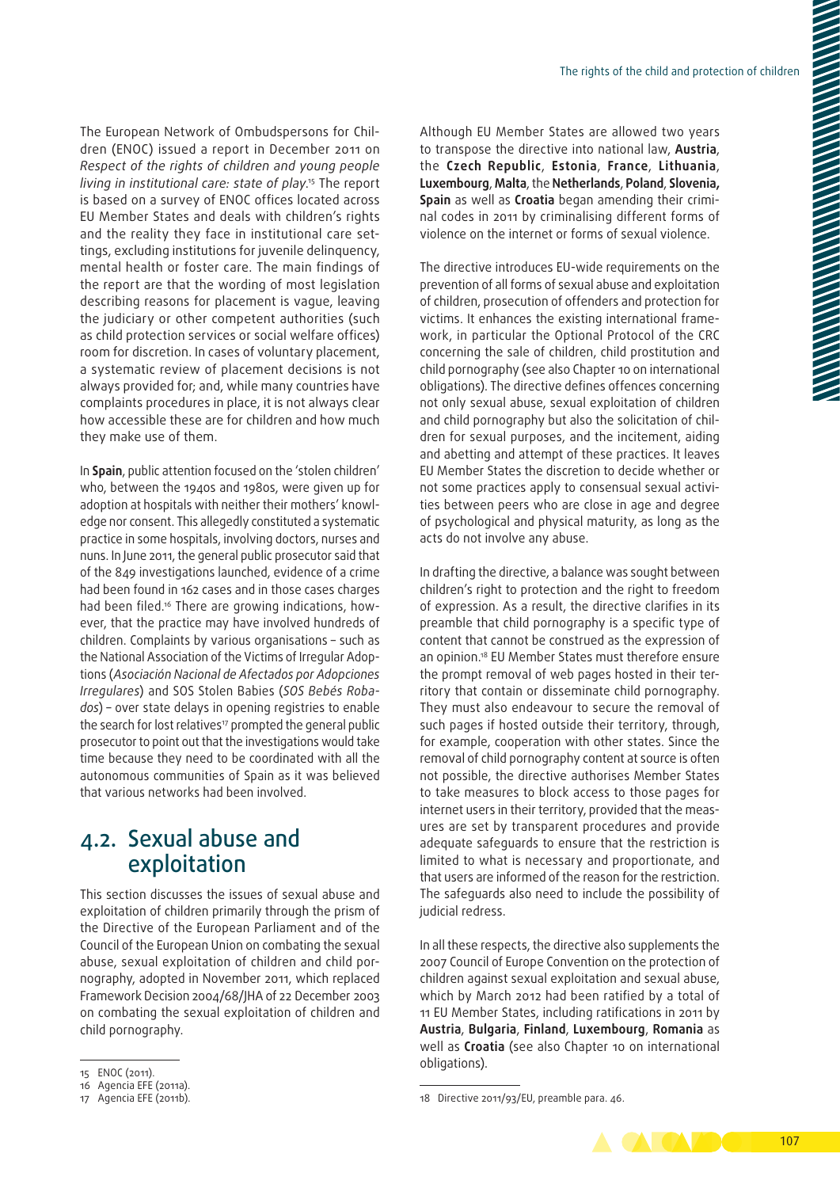The European Network of Ombudspersons for Children (ENOC) issued a report in December 2011 on *Respect of the rights of children and young people living in institutional care: state of play*.[15] The report is based on a survey of ENOC offices located across EU Member States and deals with children's rights and the reality they face in institutional care settings, excluding institutions for juvenile delinquency, mental health or foster care. The main findings of the report are that the wording of most legislation describing reasons for placement is vague, leaving the judiciary or other competent authorities (such as child protection services or social welfare offices) room for discretion. In cases of voluntary placement, a systematic review of placement decisions is not always provided for; and, while many countries have complaints procedures in place, it is not always clear how accessible these are for children and how much they make use of them.

In **Spain**, public attention focused on the 'stolen children' who, between the 1940s and 1980s, were given up for adoption at hospitals with neither their mothers' knowledge nor consent. This allegedly constituted a systematic practice in some hospitals, involving doctors, nurses and nuns. In June 2011, the general public prosecutor said that of the 849 investigations launched, evidence of a crime had been found in 162 cases and in those cases charges had been filed.[16] There are growing indications, however, that the practice may have involved hundreds of children. Complaints by various organisations – such as the National Association of the Victims of Irregular Adoptions (*Asociación Nacional de Afectados por Adopciones Irregulares*) and SOS Stolen Babies (*SOS Bebés Robados*) – over state delays in opening registries to enable the search for lost relatives[17] prompted the general public prosecutor to point out that the investigations would take time because they need to be coordinated with all the autonomous communities of Spain as it was believed that various networks had been involved.

## 4.2. Sexual abuse and exploitation

This section discusses the issues of sexual abuse and exploitation of children primarily through the prism of the Directive of the European Parliament and of the Council of the European Union on combating the sexual abuse, sexual exploitation of children and child pornography, adopted in November 2011, which replaced Framework Decision 2004/68/JHA of 22 December 2003 on combating the sexual exploitation of children and child pornography.

Although EU Member States are allowed two years to transpose the directive into national law, **Austria**, the **Czech Republic**, **Estonia**, **France**, **Lithuania**, **Luxembourg**, **Malta**, the **Netherlands**, **Poland**, **Slovenia, Spain** as well as **Croatia** began amending their criminal codes in 2011 by criminalising different forms of violence on the internet or forms of sexual violence.

The directive introduces EU-wide requirements on the prevention of all forms of sexual abuse and exploitation of children, prosecution of offenders and protection for victims. It enhances the existing international framework, in particular the Optional Protocol of the CRC concerning the sale of children, child prostitution and child pornography (see also Chapter 10 on international obligations). The directive defines offences concerning not only sexual abuse, sexual exploitation of children and child pornography but also the solicitation of children for sexual purposes, and the incitement, aiding and abetting and attempt of these practices. It leaves EU Member States the discretion to decide whether or not some practices apply to consensual sexual activities between peers who are close in age and degree of psychological and physical maturity, as long as the acts do not involve any abuse.

In drafting the directive, a balance was sought between children's right to protection and the right to freedom of expression. As a result, the directive clarifies in its preamble that child pornography is a specific type of content that cannot be construed as the expression of an opinion.[18] EU Member States must therefore ensure the prompt removal of web pages hosted in their territory that contain or disseminate child pornography. They must also endeavour to secure the removal of such pages if hosted outside their territory, through, for example, cooperation with other states. Since the removal of child pornography content at source is often not possible, the directive authorises Member States to take measures to block access to those pages for internet users in their territory, provided that the measures are set by transparent procedures and provide adequate safeguards to ensure that the restriction is limited to what is necessary and proportionate, and that users are informed of the reason for the restriction. The safeguards also need to include the possibility of judicial redress.

In all these respects, the directive also supplements the 2007 Council of Europe Convention on the protection of children against sexual exploitation and sexual abuse, which by March 2012 had been ratified by a total of 11 EU Member States, including ratifications in 2011 by **Austria**, **Bulgaria**, **Finland**, **Luxembourg**, **Romania** as well as **Croatia** (see also Chapter 10 on international obligations).

---

15 ENOC (2011).
16 Agencia EFE (2011a).
17 Agencia EFE (2011b).
18 Directive 2011/93/EU, preamble para. 46.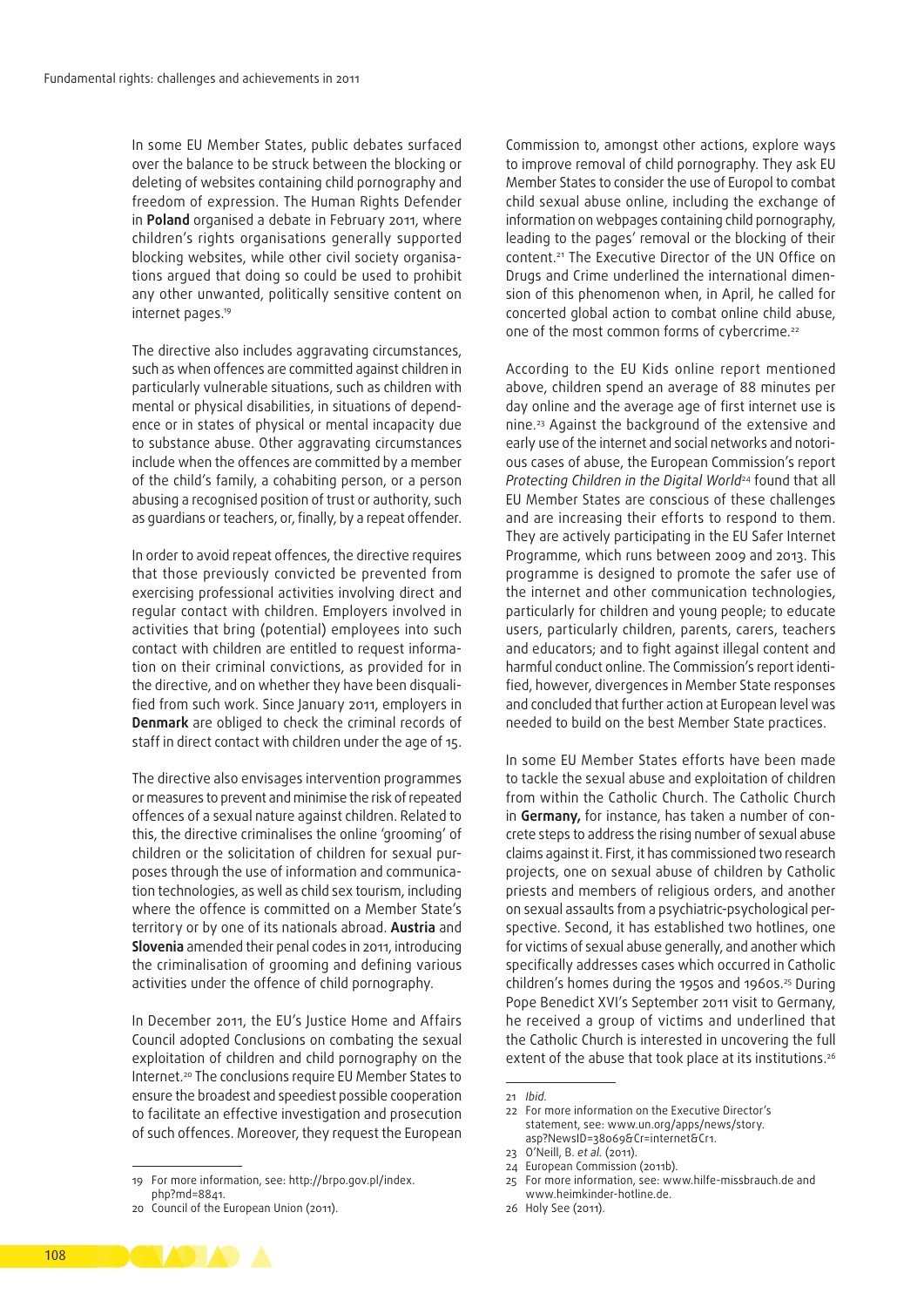In some EU Member States, public debates surfaced over the balance to be struck between the blocking or deleting of websites containing child pornography and freedom of expression. The Human Rights Defender in **Poland** organised a debate in February 2011, where children's rights organisations generally supported blocking websites, while other civil society organisations argued that doing so could be used to prohibit any other unwanted, politically sensitive content on internet pages.[19]

The directive also includes aggravating circumstances, such as when offences are committed against children in particularly vulnerable situations, such as children with mental or physical disabilities, in situations of dependence or in states of physical or mental incapacity due to substance abuse. Other aggravating circumstances include when the offences are committed by a member of the child's family, a cohabiting person, or a person abusing a recognised position of trust or authority, such as guardians or teachers, or, finally, by a repeat offender.

In order to avoid repeat offences, the directive requires that those previously convicted be prevented from exercising professional activities involving direct and regular contact with children. Employers involved in activities that bring (potential) employees into such contact with children are entitled to request information on their criminal convictions, as provided for in the directive, and on whether they have been disqualified from such work. Since January 2011, employers in **Denmark** are obliged to check the criminal records of staff in direct contact with children under the age of 15.

The directive also envisages intervention programmes or measures to prevent and minimise the risk of repeated offences of a sexual nature against children. Related to this, the directive criminalises the online 'grooming' of children or the solicitation of children for sexual purposes through the use of information and communication technologies, as well as child sex tourism, including where the offence is committed on a Member State's territory or by one of its nationals abroad. **Austria** and **Slovenia** amended their penal codes in 2011, introducing the criminalisation of grooming and defining various activities under the offence of child pornography.

In December 2011, the EU's Justice Home and Affairs Council adopted Conclusions on combating the sexual exploitation of children and child pornography on the Internet.[20] The conclusions require EU Member States to ensure the broadest and speediest possible cooperation to facilitate an effective investigation and prosecution of such offences. Moreover, they request the European Commission to, amongst other actions, explore ways to improve removal of child pornography. They ask EU Member States to consider the use of Europol to combat child sexual abuse online, including the exchange of information on webpages containing child pornography, leading to the pages' removal or the blocking of their content.[21] The Executive Director of the UN Office on Drugs and Crime underlined the international dimension of this phenomenon when, in April, he called for concerted global action to combat online child abuse, one of the most common forms of cybercrime.[22]

According to the EU Kids online report mentioned above, children spend an average of 88 minutes per day online and the average age of first internet use is nine.[23] Against the background of the extensive and early use of the internet and social networks and notorious cases of abuse, the European Commission's report *Protecting Children in the Digital World*[24] found that all EU Member States are conscious of these challenges and are increasing their efforts to respond to them. They are actively participating in the EU Safer Internet Programme, which runs between 2009 and 2013. This programme is designed to promote the safer use of the internet and other communication technologies, particularly for children and young people; to educate users, particularly children, parents, carers, teachers and educators; and to fight against illegal content and harmful conduct online. The Commission's report identified, however, divergences in Member State responses and concluded that further action at European level was needed to build on the best Member State practices.

In some EU Member States efforts have been made to tackle the sexual abuse and exploitation of children from within the Catholic Church. The Catholic Church in **Germany,** for instance, has taken a number of concrete steps to address the rising number of sexual abuse claims against it. First, it has commissioned two research projects, one on sexual abuse of children by Catholic priests and members of religious orders, and another on sexual assaults from a psychiatric-psychological perspective. Second, it has established two hotlines, one for victims of sexual abuse generally, and another which specifically addresses cases which occurred in Catholic children's homes during the 1950s and 1960s.[25] During Pope Benedict XVI's September 2011 visit to Germany, he received a group of victims and underlined that the Catholic Church is interested in uncovering the full extent of the abuse that took place at its institutions.[26]

---

19 For more information, see: http://brpo.gov.pl/index.php?md=8841.

20 Council of the European Union (2011).

21 *Ibid.*

22 For more information on the Executive Director's statement, see: www.un.org/apps/news/story.asp?NewsID=38069&Cr=internet&Cr1.

23 O'Neill, B. *et al.* (2011).

24 European Commission (2011b).

25 For more information, see: www.hilfe-missbrauch.de and www.heimkinder-hotline.de.

26 Holy See (2011).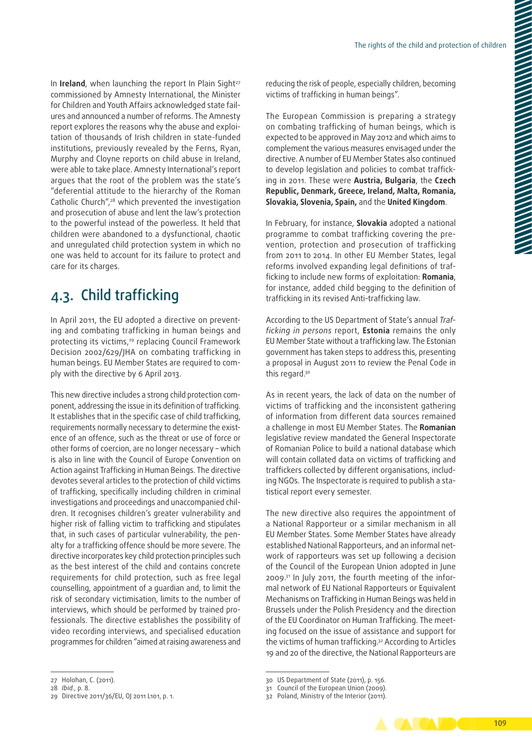In **Ireland**, when launching the report In Plain Sight[27] commissioned by Amnesty International, the Minister for Children and Youth Affairs acknowledged state failures and announced a number of reforms. The Amnesty report explores the reasons why the abuse and exploitation of thousands of Irish children in state-funded institutions, previously revealed by the Ferns, Ryan, Murphy and Cloyne reports on child abuse in Ireland, were able to take place. Amnesty International's report argues that the root of the problem was the state's "deferential attitude to the hierarchy of the Roman Catholic Church",[28] which prevented the investigation and prosecution of abuse and lent the law's protection to the powerful instead of the powerless. It held that children were abandoned to a dysfunctional, chaotic and unregulated child protection system in which no one was held to account for its failure to protect and care for its charges.

## 4.3. Child trafficking

In April 2011, the EU adopted a directive on preventing and combating trafficking in human beings and protecting its victims,[29] replacing Council Framework Decision 2002/629/JHA on combating trafficking in human beings. EU Member States are required to comply with the directive by 6 April 2013.

This new directive includes a strong child protection component, addressing the issue in its definition of trafficking. It establishes that in the specific case of child trafficking, requirements normally necessary to determine the existence of an offence, such as the threat or use of force or other forms of coercion, are no longer necessary – which is also in line with the Council of Europe Convention on Action against Trafficking in Human Beings. The directive devotes several articles to the protection of child victims of trafficking, specifically including children in criminal investigations and proceedings and unaccompanied children. It recognises children's greater vulnerability and higher risk of falling victim to trafficking and stipulates that, in such cases of particular vulnerability, the penalty for a trafficking offence should be more severe. The directive incorporates key child protection principles such as the best interest of the child and contains concrete requirements for child protection, such as free legal counselling, appointment of a guardian and, to limit the risk of secondary victimisation, limits to the number of interviews, which should be performed by trained professionals. The directive establishes the possibility of video recording interviews, and specialised education programmes for children "aimed at raising awareness and reducing the risk of people, especially children, becoming victims of trafficking in human beings".

The European Commission is preparing a strategy on combating trafficking of human beings, which is expected to be approved in May 2012 and which aims to complement the various measures envisaged under the directive. A number of EU Member States also continued to develop legislation and policies to combat trafficking in 2011. These were **Austria, Bulgaria**, the **Czech Republic, Denmark, Greece, Ireland, Malta, Romania, Slovakia, Slovenia, Spain,** and the **United Kingdom**.

In February, for instance, **Slovakia** adopted a national programme to combat trafficking covering the prevention, protection and prosecution of trafficking from 2011 to 2014. In other EU Member States, legal reforms involved expanding legal definitions of trafficking to include new forms of exploitation: **Romania**, for instance, added child begging to the definition of trafficking in its revised Anti-trafficking law.

According to the US Department of State's annual *Trafficking in persons* report, **Estonia** remains the only EU Member State without a trafficking law. The Estonian government has taken steps to address this, presenting a proposal in August 2011 to review the Penal Code in this regard.[30]

As in recent years, the lack of data on the number of victims of trafficking and the inconsistent gathering of information from different data sources remained a challenge in most EU Member States. The **Romanian** legislative review mandated the General Inspectorate of Romanian Police to build a national database which will contain collated data on victims of trafficking and traffickers collected by different organisations, including NGOs. The Inspectorate is required to publish a statistical report every semester.

The new directive also requires the appointment of a National Rapporteur or a similar mechanism in all EU Member States. Some Member States have already established National Rapporteurs, and an informal network of rapporteurs was set up following a decision of the Council of the European Union adopted in June 2009.[31] In July 2011, the fourth meeting of the informal network of EU National Rapporteurs or Equivalent Mechanisms on Trafficking in Human Beings was held in Brussels under the Polish Presidency and the direction of the EU Coordinator on Human Trafficking. The meeting focused on the issue of assistance and support for the victims of human trafficking.[32] According to Articles 19 and 20 of the directive, the National Rapporteurs are

---

27 Holohan, C. (2011).
28 *Ibid.*, p. 8.
29 Directive 2011/36/EU, OJ 2011 L101, p. 1.
30 US Department of State (2011), p. 156.
31 Council of the European Union (2009).
32 Poland, Ministry of the Interior (2011).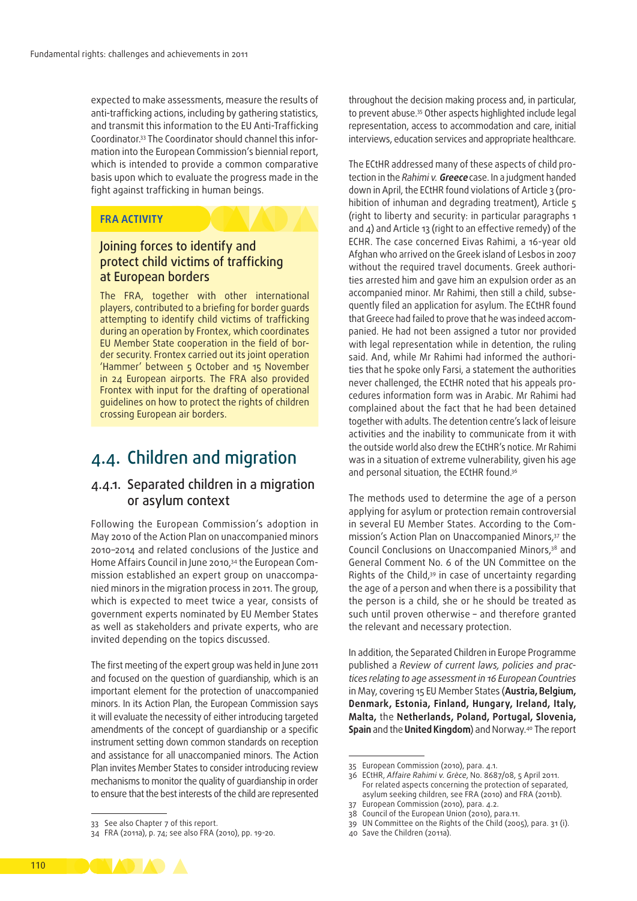expected to make assessments, measure the results of anti-trafficking actions, including by gathering statistics, and transmit this information to the EU Anti-Trafficking Coordinator.[33] The Coordinator should channel this information into the European Commission's biennial report, which is intended to provide a common comparative basis upon which to evaluate the progress made in the fight against trafficking in human beings.

**FRA ACTIVITY**

### Joining forces to identify and protect child victims of trafficking at European borders

The FRA, together with other international players, contributed to a briefing for border guards attempting to identify child victims of trafficking during an operation by Frontex, which coordinates EU Member State cooperation in the field of border security. Frontex carried out its joint operation 'Hammer' between 5 October and 15 November in 24 European airports. The FRA also provided Frontex with input for the drafting of operational guidelines on how to protect the rights of children crossing European air borders.

## 4.4. Children and migration

### 4.4.1. Separated children in a migration or asylum context

Following the European Commission's adoption in May 2010 of the Action Plan on unaccompanied minors 2010–2014 and related conclusions of the Justice and Home Affairs Council in June 2010,[34] the European Commission established an expert group on unaccompanied minors in the migration process in 2011. The group, which is expected to meet twice a year, consists of government experts nominated by EU Member States as well as stakeholders and private experts, who are invited depending on the topics discussed.

The first meeting of the expert group was held in June 2011 and focused on the question of guardianship, which is an important element for the protection of unaccompanied minors. In its Action Plan, the European Commission says it will evaluate the necessity of either introducing targeted amendments of the concept of guardianship or a specific instrument setting down common standards on reception and assistance for all unaccompanied minors. The Action Plan invites Member States to consider introducing review mechanisms to monitor the quality of guardianship in order to ensure that the best interests of the child are represented throughout the decision making process and, in particular, to prevent abuse.[35] Other aspects highlighted include legal representation, access to accommodation and care, initial interviews, education services and appropriate healthcare.

The ECtHR addressed many of these aspects of child protection in the *Rahimi v.* ***Greece*** case. In a judgment handed down in April, the ECtHR found violations of Article 3 (prohibition of inhuman and degrading treatment), Article 5 (right to liberty and security: in particular paragraphs 1 and 4) and Article 13 (right to an effective remedy) of the ECHR. The case concerned Eivas Rahimi, a 16-year old Afghan who arrived on the Greek island of Lesbos in 2007 without the required travel documents. Greek authorities arrested him and gave him an expulsion order as an accompanied minor. Mr Rahimi, then still a child, subsequently filed an application for asylum. The ECtHR found that Greece had failed to prove that he was indeed accompanied. He had not been assigned a tutor nor provided with legal representation while in detention, the ruling said. And, while Mr Rahimi had informed the authorities that he spoke only Farsi, a statement the authorities never challenged, the ECtHR noted that his appeals procedures information form was in Arabic. Mr Rahimi had complained about the fact that he had been detained together with adults. The detention centre's lack of leisure activities and the inability to communicate from it with the outside world also drew the ECtHR's notice. Mr Rahimi was in a situation of extreme vulnerability, given his age and personal situation, the ECtHR found.[36]

The methods used to determine the age of a person applying for asylum or protection remain controversial in several EU Member States. According to the Commission's Action Plan on Unaccompanied Minors,[37] the Council Conclusions on Unaccompanied Minors,[38] and General Comment No. 6 of the UN Committee on the Rights of the Child,[39] in case of uncertainty regarding the age of a person and when there is a possibility that the person is a child, she or he should be treated as such until proven otherwise – and therefore granted the relevant and necessary protection.

In addition, the Separated Children in Europe Programme published a *Review of current laws, policies and practices relating to age assessment in 16 European Countries* in May, covering 15 EU Member States (**Austria, Belgium, Denmark, Estonia, Finland, Hungary, Ireland, Italy, Malta,** the **Netherlands, Poland, Portugal, Slovenia, Spain** and the **United Kingdom**) and Norway.[40] The report

---

33 See also Chapter 7 of this report.

34 FRA (2011a), p. 74; see also FRA (2010), pp. 19-20.

35 European Commission (2010), para. 4.1.

36 ECtHR, *Affaire Rahimi v. Grèce*, No. 8687/08, 5 April 2011. For related aspects concerning the protection of separated, asylum seeking children, see FRA (2010) and FRA (2011b).

37 European Commission (2010), para. 4.2.

38 Council of the European Union (2010), para.11.

39 UN Committee on the Rights of the Child (2005), para. 31 (i).

40 Save the Children (2011a).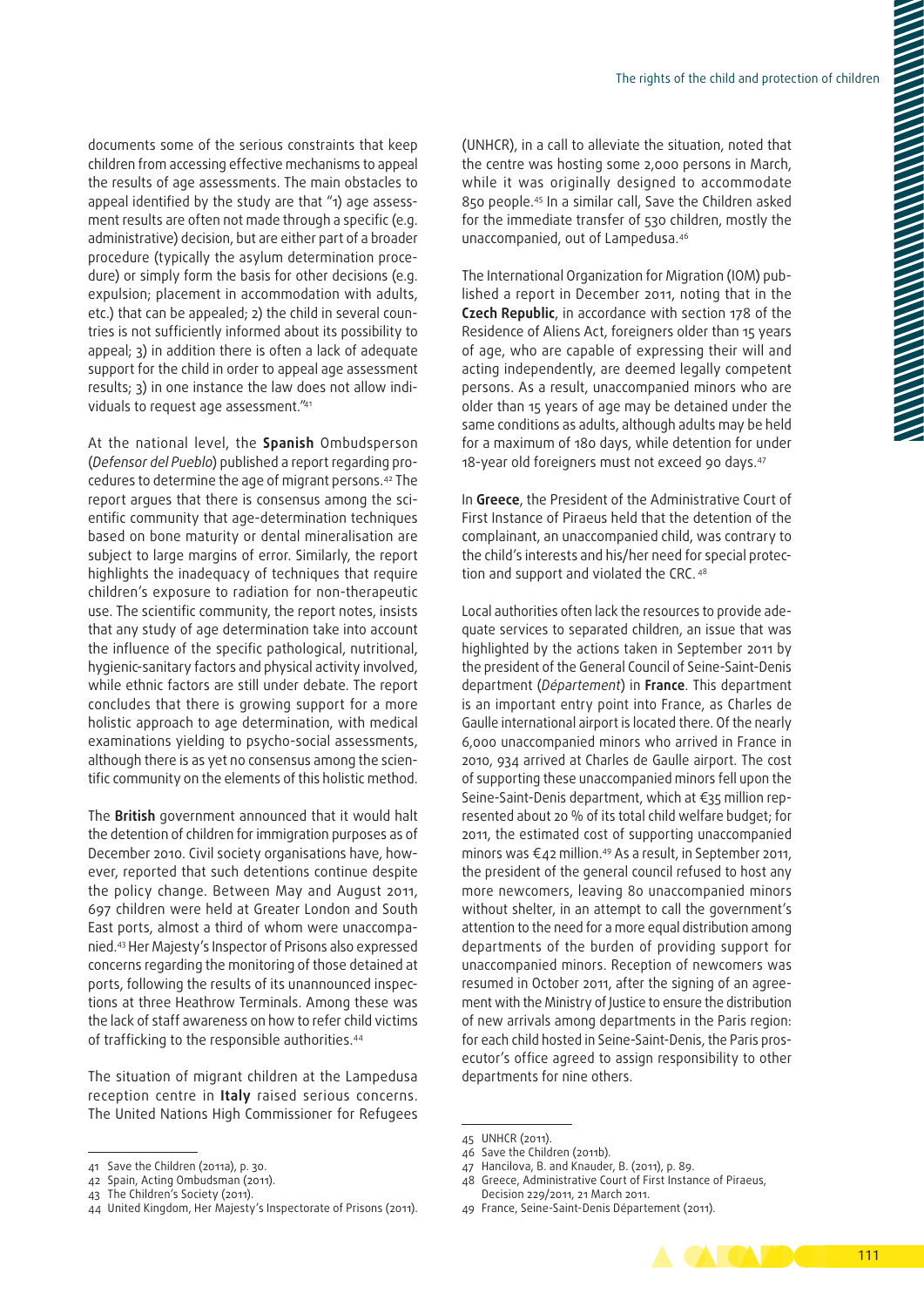documents some of the serious constraints that keep children from accessing effective mechanisms to appeal the results of age assessments. The main obstacles to appeal identified by the study are that "1) age assessment results are often not made through a specific (e.g. administrative) decision, but are either part of a broader procedure (typically the asylum determination procedure) or simply form the basis for other decisions (e.g. expulsion; placement in accommodation with adults, etc.) that can be appealed; 2) the child in several countries is not sufficiently informed about its possibility to appeal; 3) in addition there is often a lack of adequate support for the child in order to appeal age assessment results; 3) in one instance the law does not allow individuals to request age assessment."[41]

At the national level, the **Spanish** Ombudsperson (*Defensor del Pueblo*) published a report regarding procedures to determine the age of migrant persons.[42] The report argues that there is consensus among the scientific community that age-determination techniques based on bone maturity or dental mineralisation are subject to large margins of error. Similarly, the report highlights the inadequacy of techniques that require children's exposure to radiation for non-therapeutic use. The scientific community, the report notes, insists that any study of age determination take into account the influence of the specific pathological, nutritional, hygienic-sanitary factors and physical activity involved, while ethnic factors are still under debate. The report concludes that there is growing support for a more holistic approach to age determination, with medical examinations yielding to psycho-social assessments, although there is as yet no consensus among the scientific community on the elements of this holistic method.

The **British** government announced that it would halt the detention of children for immigration purposes as of December 2010. Civil society organisations have, however, reported that such detentions continue despite the policy change. Between May and August 2011, 697 children were held at Greater London and South East ports, almost a third of whom were unaccompanied.[43] Her Majesty's Inspector of Prisons also expressed concerns regarding the monitoring of those detained at ports, following the results of its unannounced inspections at three Heathrow Terminals. Among these was the lack of staff awareness on how to refer child victims of trafficking to the responsible authorities.[44]

The situation of migrant children at the Lampedusa reception centre in **Italy** raised serious concerns. The United Nations High Commissioner for Refugees (UNHCR), in a call to alleviate the situation, noted that the centre was hosting some 2,000 persons in March, while it was originally designed to accommodate 850 people.[45] In a similar call, Save the Children asked for the immediate transfer of 530 children, mostly the unaccompanied, out of Lampedusa.[46]

The International Organization for Migration (IOM) published a report in December 2011, noting that in the **Czech Republic**, in accordance with section 178 of the Residence of Aliens Act, foreigners older than 15 years of age, who are capable of expressing their will and acting independently, are deemed legally competent persons. As a result, unaccompanied minors who are older than 15 years of age may be detained under the same conditions as adults, although adults may be held for a maximum of 180 days, while detention for under 18-year old foreigners must not exceed 90 days.[47]

In **Greece**, the President of the Administrative Court of First Instance of Piraeus held that the detention of the complainant, an unaccompanied child, was contrary to the child's interests and his/her need for special protection and support and violated the CRC.[48]

Local authorities often lack the resources to provide adequate services to separated children, an issue that was highlighted by the actions taken in September 2011 by the president of the General Council of Seine-Saint-Denis department (*Département*) in **France**. This department is an important entry point into France, as Charles de Gaulle international airport is located there. Of the nearly 6,000 unaccompanied minors who arrived in France in 2010, 934 arrived at Charles de Gaulle airport. The cost of supporting these unaccompanied minors fell upon the Seine-Saint-Denis department, which at €35 million represented about 20 % of its total child welfare budget; for 2011, the estimated cost of supporting unaccompanied minors was €42 million.[49] As a result, in September 2011, the president of the general council refused to host any more newcomers, leaving 80 unaccompanied minors without shelter, in an attempt to call the government's attention to the need for a more equal distribution among departments of the burden of providing support for unaccompanied minors. Reception of newcomers was resumed in October 2011, after the signing of an agreement with the Ministry of Justice to ensure the distribution of new arrivals among departments in the Paris region: for each child hosted in Seine-Saint-Denis, the Paris prosecutor's office agreed to assign responsibility to other departments for nine others.

---

41 Save the Children (2011a), p. 30.
42 Spain, Acting Ombudsman (2011).
43 The Children's Society (2011).
44 United Kingdom, Her Majesty's Inspectorate of Prisons (2011).
45 UNHCR (2011).
46 Save the Children (2011b).
47 Hancilova, B. and Knauder, B. (2011), p. 89.
48 Greece, Administrative Court of First Instance of Piraeus, Decision 229/2011, 21 March 2011.
49 France, Seine-Saint-Denis Département (2011).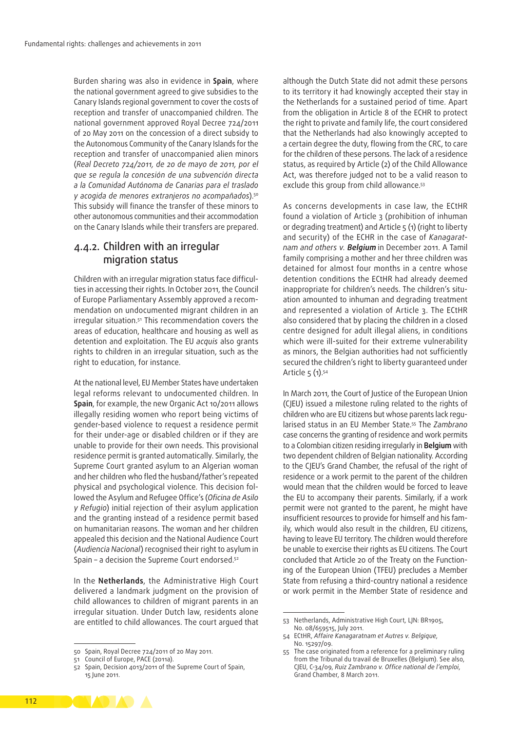Burden sharing was also in evidence in **Spain**, where the national government agreed to give subsidies to the Canary Islands regional government to cover the costs of reception and transfer of unaccompanied children. The national government approved Royal Decree 724/2011 of 20 May 2011 on the concession of a direct subsidy to the Autonomous Community of the Canary Islands for the reception and transfer of unaccompanied alien minors (*Real Decreto 724/2011, de 20 de mayo de 2011, por el que se regula la concesión de una subvención directa a la Comunidad Autónoma de Canarias para el traslado y acogida de menores extranjeros no acompañados*).[50] This subsidy will finance the transfer of these minors to other autonomous communities and their accommodation on the Canary Islands while their transfers are prepared.

### 4.4.2. Children with an irregular migration status

Children with an irregular migration status face difficulties in accessing their rights. In October 2011, the Council of Europe Parliamentary Assembly approved a recommendation on undocumented migrant children in an irregular situation.[51] This recommendation covers the areas of education, healthcare and housing as well as detention and exploitation. The EU *acquis* also grants rights to children in an irregular situation, such as the right to education, for instance.

At the national level, EU Member States have undertaken legal reforms relevant to undocumented children. In **Spain**, for example, the new Organic Act 10/2011 allows illegally residing women who report being victims of gender-based violence to request a residence permit for their under-age or disabled children or if they are unable to provide for their own needs. This provisional residence permit is granted automatically. Similarly, the Supreme Court granted asylum to an Algerian woman and her children who fled the husband/father's repeated physical and psychological violence. This decision followed the Asylum and Refugee Office's (*Oficina de Asilo y Refugio*) initial rejection of their asylum application and the granting instead of a residence permit based on humanitarian reasons. The woman and her children appealed this decision and the National Audience Court (*Audiencia Nacional*) recognised their right to asylum in Spain – a decision the Supreme Court endorsed.[52]

In the **Netherlands**, the Administrative High Court delivered a landmark judgment on the provision of child allowances to children of migrant parents in an irregular situation. Under Dutch law, residents alone are entitled to child allowances. The court argued that although the Dutch State did not admit these persons to its territory it had knowingly accepted their stay in the Netherlands for a sustained period of time. Apart from the obligation in Article 8 of the ECHR to protect the right to private and family life, the court considered that the Netherlands had also knowingly accepted to a certain degree the duty, flowing from the CRC, to care for the children of these persons. The lack of a residence status, as required by Article (2) of the Child Allowance Act, was therefore judged not to be a valid reason to exclude this group from child allowance.[53]

As concerns developments in case law, the ECtHR found a violation of Article 3 (prohibition of inhuman or degrading treatment) and Article 5 (1) (right to liberty and security) of the ECHR in the case of *Kanagaratnam and others v. **Belgium*** in December 2011. A Tamil family comprising a mother and her three children was detained for almost four months in a centre whose detention conditions the ECtHR had already deemed inappropriate for children's needs. The children's situation amounted to inhuman and degrading treatment and represented a violation of Article 3. The ECtHR also considered that by placing the children in a closed centre designed for adult illegal aliens, in conditions which were ill-suited for their extreme vulnerability as minors, the Belgian authorities had not sufficiently secured the children's right to liberty guaranteed under Article 5 (1).[54]

In March 2011, the Court of Justice of the European Union (CJEU) issued a milestone ruling related to the rights of children who are EU citizens but whose parents lack regularised status in an EU Member State.[55] The *Zambrano* case concerns the granting of residence and work permits to a Colombian citizen residing irregularly in **Belgium** with two dependent children of Belgian nationality. According to the CJEU's Grand Chamber, the refusal of the right of residence or a work permit to the parent of the children would mean that the children would be forced to leave the EU to accompany their parents. Similarly, if a work permit were not granted to the parent, he might have insufficient resources to provide for himself and his family, which would also result in the children, EU citizens, having to leave EU territory. The children would therefore be unable to exercise their rights as EU citizens. The Court concluded that Article 20 of the Treaty on the Functioning of the European Union (TFEU) precludes a Member State from refusing a third-country national a residence or work permit in the Member State of residence and

---

50 Spain, Royal Decree 724/2011 of 20 May 2011.

51 Council of Europe, PACE (2011a).

52 Spain, Decision 4013/2011 of the Supreme Court of Spain, 15 June 2011.

53 Netherlands, Administrative High Court, LJN: BR1905, No. 08/659515, July 2011.

54 ECtHR, *Affaire Kanagaratnam et Autres v. Belgique*, No. 15297/09.

55 The case originated from a reference for a preliminary ruling from the Tribunal du travail de Bruxelles (Belgium). See also, CJEU, C-34/09, *Ruiz Zambrano v. Office national de l'emploi*, Grand Chamber, 8 March 2011.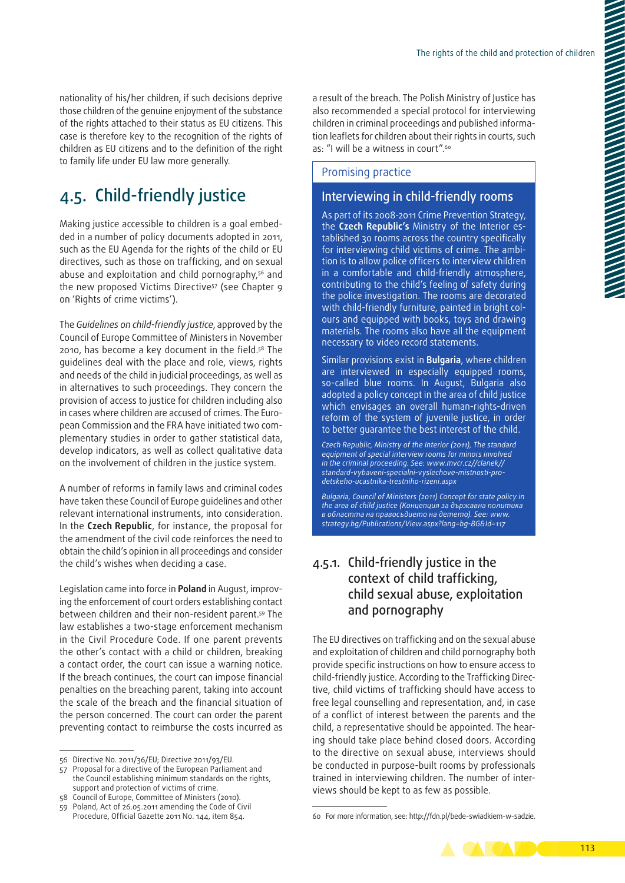nationality of his/her children, if such decisions deprive those children of the genuine enjoyment of the substance of the rights attached to their status as EU citizens. This case is therefore key to the recognition of the rights of children as EU citizens and to the definition of the right to family life under EU law more generally.

## 4.5. Child-friendly justice

Making justice accessible to children is a goal embedded in a number of policy documents adopted in 2011, such as the EU Agenda for the rights of the child or EU directives, such as those on trafficking, and on sexual abuse and exploitation and child pornography,[56] and the new proposed Victims Directive[57] (see Chapter 9 on 'Rights of crime victims').

The *Guidelines on child-friendly justice*, approved by the Council of Europe Committee of Ministers in November 2010, has become a key document in the field.[58] The guidelines deal with the place and role, views, rights and needs of the child in judicial proceedings, as well as in alternatives to such proceedings. They concern the provision of access to justice for children including also in cases where children are accused of crimes. The European Commission and the FRA have initiated two complementary studies in order to gather statistical data, develop indicators, as well as collect qualitative data on the involvement of children in the justice system.

A number of reforms in family laws and criminal codes have taken these Council of Europe guidelines and other relevant international instruments, into consideration. In the **Czech Republic**, for instance, the proposal for the amendment of the civil code reinforces the need to obtain the child's opinion in all proceedings and consider the child's wishes when deciding a case.

Legislation came into force in **Poland** in August, improving the enforcement of court orders establishing contact between children and their non-resident parent.[59] The law establishes a two-stage enforcement mechanism in the Civil Procedure Code. If one parent prevents the other's contact with a child or children, breaking a contact order, the court can issue a warning notice. If the breach continues, the court can impose financial penalties on the breaching parent, taking into account the scale of the breach and the financial situation of the person concerned. The court can order the parent preventing contact to reimburse the costs incurred as a result of the breach. The Polish Ministry of Justice has also recommended a special protocol for interviewing children in criminal proceedings and published information leaflets for children about their rights in courts, such as: "I will be a witness in court".[60]

> **Promising practice**
>
> **Interviewing in child-friendly rooms**
>
> As part of its 2008-2011 Crime Prevention Strategy, the **Czech Republic's** Ministry of the Interior established 30 rooms across the country specifically for interviewing child victims of crime. The ambition is to allow police officers to interview children in a comfortable and child-friendly atmosphere, contributing to the child's feeling of safety during the police investigation. The rooms are decorated with child-friendly furniture, painted in bright colours and equipped with books, toys and drawing materials. The rooms also have all the equipment necessary to video record statements.
>
> Similar provisions exist in **Bulgaria**, where children are interviewed in especially equipped rooms, so-called blue rooms. In August, Bulgaria also adopted a policy concept in the area of child justice which envisages an overall human-rights-driven reform of the system of juvenile justice, in order to better guarantee the best interest of the child.
>
> *Czech Republic, Ministry of the Interior (2011), The standard equipment of special interview rooms for minors involved in the criminal proceeding. See: www.mvcr.cz//clanek//standard-vybaveni-specialni-vyslechove-mistnosti-pro-detskeho-ucastnika-trestniho-rizeni.aspx*
>
> *Bulgaria, Council of Ministers (2011) Concept for state policy in the area of child justice (Концепция за държавна политика в областта на правосъдието на детето). See: www.strategy.bg/Publications/View.aspx?lang=bg-BG&Id=117*

### 4.5.1. Child-friendly justice in the context of child trafficking, child sexual abuse, exploitation and pornography

The EU directives on trafficking and on the sexual abuse and exploitation of children and child pornography both provide specific instructions on how to ensure access to child-friendly justice. According to the Trafficking Directive, child victims of trafficking should have access to free legal counselling and representation, and, in case of a conflict of interest between the parents and the child, a representative should be appointed. The hearing should take place behind closed doors. According to the directive on sexual abuse, interviews should be conducted in purpose-built rooms by professionals trained in interviewing children. The number of interviews should be kept to as few as possible.

---

56 Directive No. 2011/36/EU; Directive 2011/93/EU.

57 Proposal for a directive of the European Parliament and the Council establishing minimum standards on the rights, support and protection of victims of crime.

58 Council of Europe, Committee of Ministers (2010).

59 Poland, Act of 26.05.2011 amending the Code of Civil Procedure, Official Gazette 2011 No. 144, item 854.

60 For more information, see: http://fdn.pl/bede-swiadkiem-w-sadzie.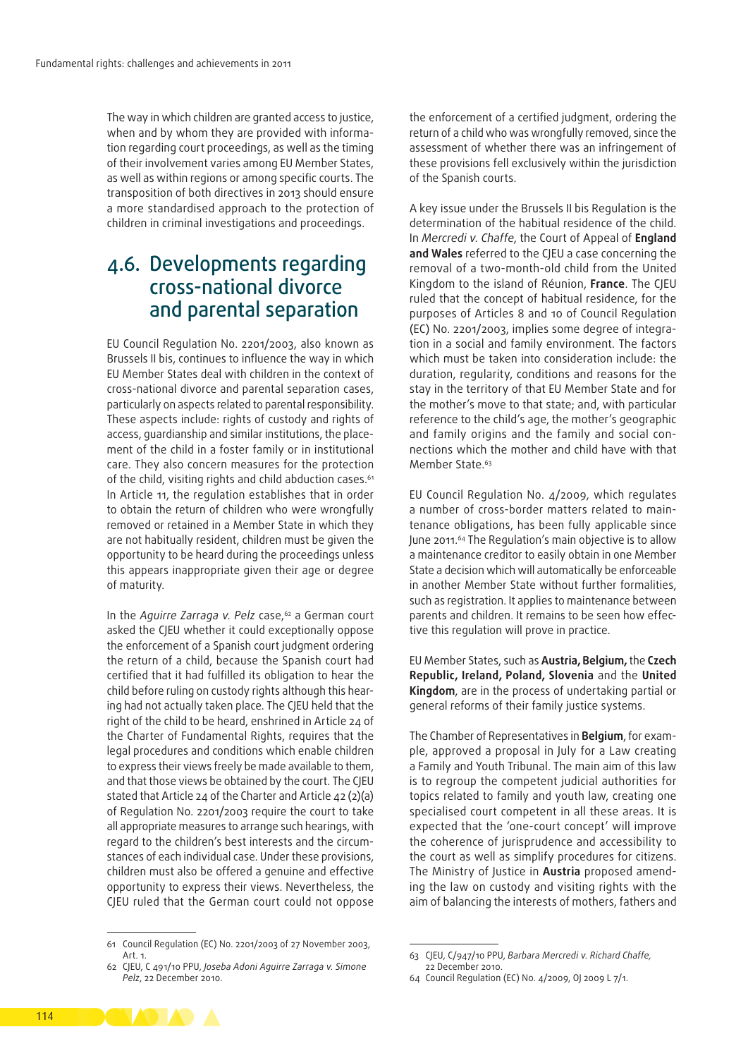The way in which children are granted access to justice, when and by whom they are provided with information regarding court proceedings, as well as the timing of their involvement varies among EU Member States, as well as within regions or among specific courts. The transposition of both directives in 2013 should ensure a more standardised approach to the protection of children in criminal investigations and proceedings.

## 4.6. Developments regarding cross-national divorce and parental separation

EU Council Regulation No. 2201/2003, also known as Brussels II bis, continues to influence the way in which EU Member States deal with children in the context of cross-national divorce and parental separation cases, particularly on aspects related to parental responsibility. These aspects include: rights of custody and rights of access, guardianship and similar institutions, the placement of the child in a foster family or in institutional care. They also concern measures for the protection of the child, visiting rights and child abduction cases.[61] In Article 11, the regulation establishes that in order to obtain the return of children who were wrongfully removed or retained in a Member State in which they are not habitually resident, children must be given the opportunity to be heard during the proceedings unless this appears inappropriate given their age or degree of maturity.

In the *Aguirre Zarraga v. Pelz* case,[62] a German court asked the CJEU whether it could exceptionally oppose the enforcement of a Spanish court judgment ordering the return of a child, because the Spanish court had certified that it had fulfilled its obligation to hear the child before ruling on custody rights although this hearing had not actually taken place. The CJEU held that the right of the child to be heard, enshrined in Article 24 of the Charter of Fundamental Rights, requires that the legal procedures and conditions which enable children to express their views freely be made available to them, and that those views be obtained by the court. The CJEU stated that Article 24 of the Charter and Article 42 (2)(a) of Regulation No. 2201/2003 require the court to take all appropriate measures to arrange such hearings, with regard to the children's best interests and the circumstances of each individual case. Under these provisions, children must also be offered a genuine and effective opportunity to express their views. Nevertheless, the CJEU ruled that the German court could not oppose the enforcement of a certified judgment, ordering the return of a child who was wrongfully removed, since the assessment of whether there was an infringement of these provisions fell exclusively within the jurisdiction of the Spanish courts.

A key issue under the Brussels II bis Regulation is the determination of the habitual residence of the child. In *Mercredi v. Chaffe*, the Court of Appeal of **England and Wales** referred to the CJEU a case concerning the removal of a two-month-old child from the United Kingdom to the island of Réunion, **France**. The CJEU ruled that the concept of habitual residence, for the purposes of Articles 8 and 10 of Council Regulation (EC) No. 2201/2003, implies some degree of integration in a social and family environment. The factors which must be taken into consideration include: the duration, regularity, conditions and reasons for the stay in the territory of that EU Member State and for the mother's move to that state; and, with particular reference to the child's age, the mother's geographic and family origins and the family and social connections which the mother and child have with that Member State.[63]

EU Council Regulation No. 4/2009, which regulates a number of cross-border matters related to maintenance obligations, has been fully applicable since June 2011.[64] The Regulation's main objective is to allow a maintenance creditor to easily obtain in one Member State a decision which will automatically be enforceable in another Member State without further formalities, such as registration. It applies to maintenance between parents and children. It remains to be seen how effective this regulation will prove in practice.

EU Member States, such as **Austria, Belgium,** the **Czech Republic, Ireland, Poland, Slovenia** and the **United Kingdom**, are in the process of undertaking partial or general reforms of their family justice systems.

The Chamber of Representatives in **Belgium**, for example, approved a proposal in July for a Law creating a Family and Youth Tribunal. The main aim of this law is to regroup the competent judicial authorities for topics related to family and youth law, creating one specialised court competent in all these areas. It is expected that the 'one-court concept' will improve the coherence of jurisprudence and accessibility to the court as well as simplify procedures for citizens. The Ministry of Justice in **Austria** proposed amending the law on custody and visiting rights with the aim of balancing the interests of mothers, fathers and

---

61 Council Regulation (EC) No. 2201/2003 of 27 November 2003, Art. 1.

62 CJEU, C 491/10 PPU, *Joseba Adoni Aguirre Zarraga v. Simone Pelz*, 22 December 2010.

63 CJEU, C/947/10 PPU, *Barbara Mercredi v. Richard Chaffe*, 22 December 2010.

64 Council Regulation (EC) No. 4/2009, OJ 2009 L 7/1.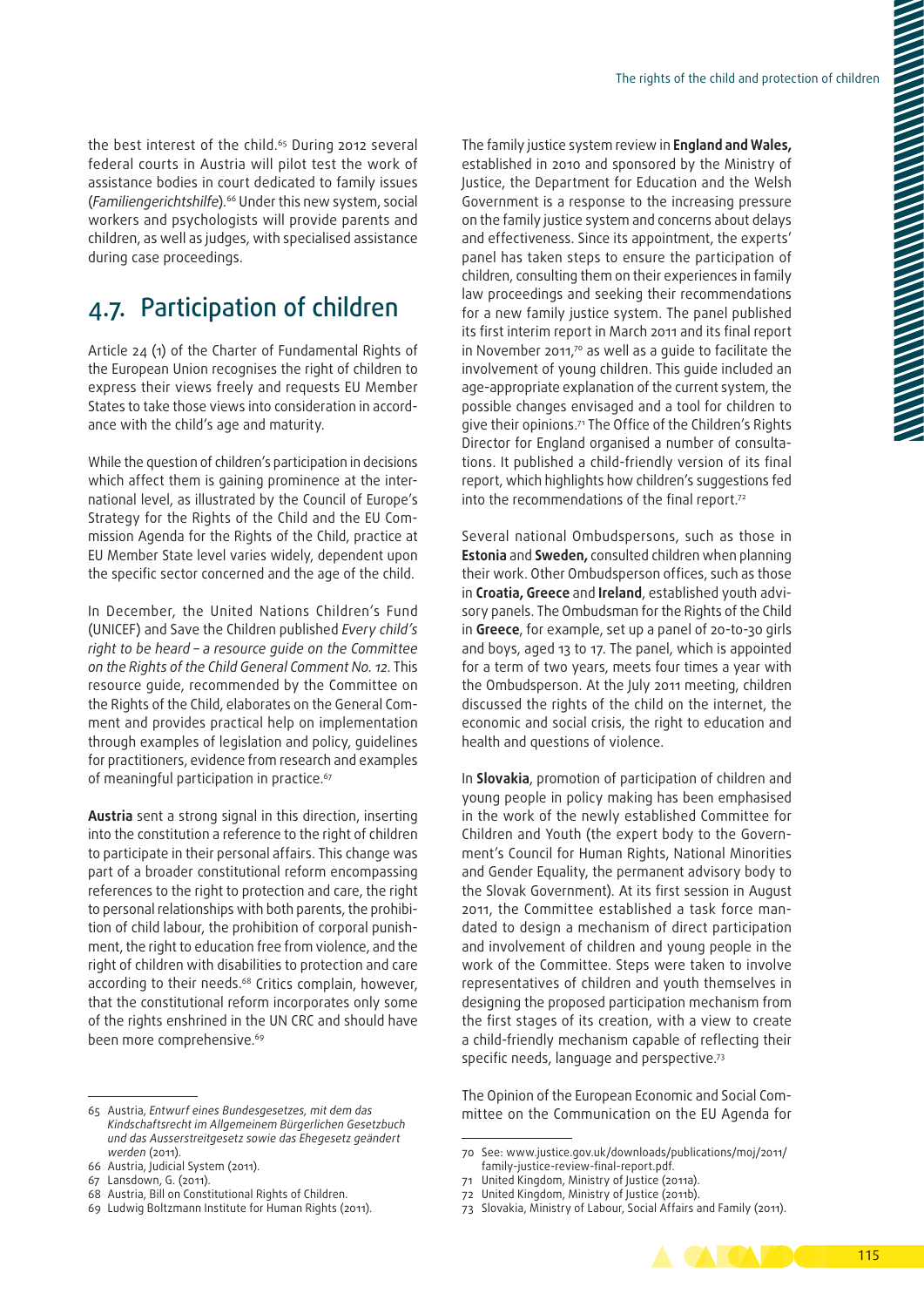the best interest of the child.[65] During 2012 several federal courts in Austria will pilot test the work of assistance bodies in court dedicated to family issues (*Familiengerichtshilfe*).[66] Under this new system, social workers and psychologists will provide parents and children, as well as judges, with specialised assistance during case proceedings.

## 4.7. Participation of children

Article 24 (1) of the Charter of Fundamental Rights of the European Union recognises the right of children to express their views freely and requests EU Member States to take those views into consideration in accordance with the child's age and maturity.

While the question of children's participation in decisions which affect them is gaining prominence at the international level, as illustrated by the Council of Europe's Strategy for the Rights of the Child and the EU Commission Agenda for the Rights of the Child, practice at EU Member State level varies widely, dependent upon the specific sector concerned and the age of the child.

In December, the United Nations Children's Fund (UNICEF) and Save the Children published *Every child's right to be heard – a resource guide on the Committee on the Rights of the Child General Comment No. 12*. This resource guide, recommended by the Committee on the Rights of the Child, elaborates on the General Comment and provides practical help on implementation through examples of legislation and policy, guidelines for practitioners, evidence from research and examples of meaningful participation in practice.[67]

**Austria** sent a strong signal in this direction, inserting into the constitution a reference to the right of children to participate in their personal affairs. This change was part of a broader constitutional reform encompassing references to the right to protection and care, the right to personal relationships with both parents, the prohibition of child labour, the prohibition of corporal punishment, the right to education free from violence, and the right of children with disabilities to protection and care according to their needs.[68] Critics complain, however, that the constitutional reform incorporates only some of the rights enshrined in the UN CRC and should have been more comprehensive.[69]

The family justice system review in **England and Wales,** established in 2010 and sponsored by the Ministry of Justice, the Department for Education and the Welsh Government is a response to the increasing pressure on the family justice system and concerns about delays and effectiveness. Since its appointment, the experts' panel has taken steps to ensure the participation of children, consulting them on their experiences in family law proceedings and seeking their recommendations for a new family justice system. The panel published its first interim report in March 2011 and its final report in November 2011,[70] as well as a guide to facilitate the involvement of young children. This guide included an age-appropriate explanation of the current system, the possible changes envisaged and a tool for children to give their opinions.[71] The Office of the Children's Rights Director for England organised a number of consultations. It published a child-friendly version of its final report, which highlights how children's suggestions fed into the recommendations of the final report.[72]

Several national Ombudspersons, such as those in **Estonia** and **Sweden,** consulted children when planning their work. Other Ombudsperson offices, such as those in **Croatia, Greece** and **Ireland**, established youth advisory panels. The Ombudsman for the Rights of the Child in **Greece**, for example, set up a panel of 20-to-30 girls and boys, aged 13 to 17. The panel, which is appointed for a term of two years, meets four times a year with the Ombudsperson. At the July 2011 meeting, children discussed the rights of the child on the internet, the economic and social crisis, the right to education and health and questions of violence.

In **Slovakia**, promotion of participation of children and young people in policy making has been emphasised in the work of the newly established Committee for Children and Youth (the expert body to the Government's Council for Human Rights, National Minorities and Gender Equality, the permanent advisory body to the Slovak Government). At its first session in August 2011, the Committee established a task force mandated to design a mechanism of direct participation and involvement of children and young people in the work of the Committee. Steps were taken to involve representatives of children and youth themselves in designing the proposed participation mechanism from the first stages of its creation, with a view to create a child-friendly mechanism capable of reflecting their specific needs, language and perspective.[73]

The Opinion of the European Economic and Social Committee on the Communication on the EU Agenda for

---

65 Austria, *Entwurf eines Bundesgesetzes, mit dem das Kindschaftsrecht im Allgemeinem Bürgerlichen Gesetzbuch und das Ausserstreitgesetz sowie das Ehegesetz geändert werden* (2011).
66 Austria, Judicial System (2011).
67 Lansdown, G. (2011).
68 Austria, Bill on Constitutional Rights of Children.
69 Ludwig Boltzmann Institute for Human Rights (2011).
70 See: www.justice.gov.uk/downloads/publications/moj/2011/family-justice-review-final-report.pdf.
71 United Kingdom, Ministry of Justice (2011a).
72 United Kingdom, Ministry of Justice (2011b).
73 Slovakia, Ministry of Labour, Social Affairs and Family (2011).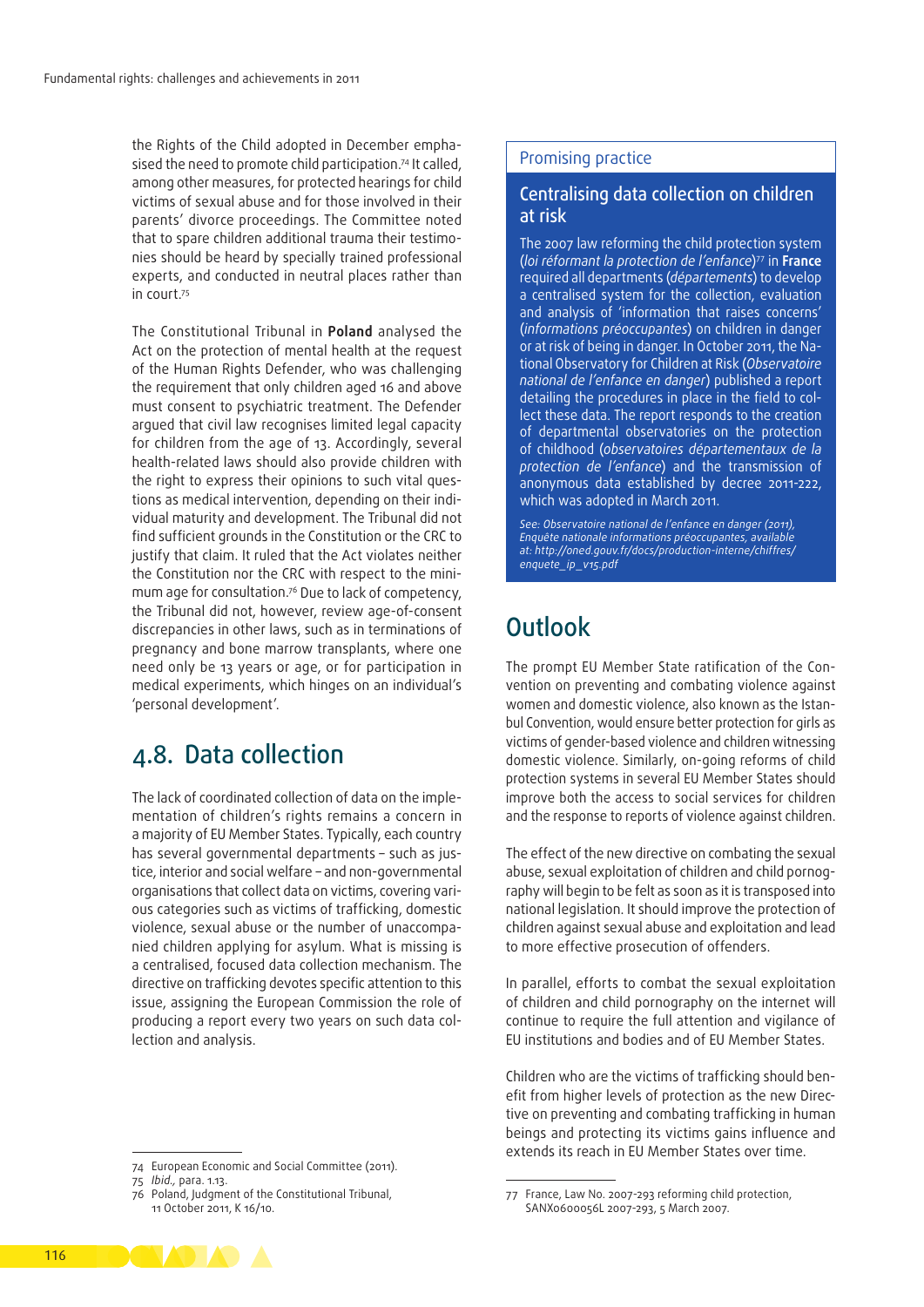the Rights of the Child adopted in December emphasised the need to promote child participation.[74] It called, among other measures, for protected hearings for child victims of sexual abuse and for those involved in their parents' divorce proceedings. The Committee noted that to spare children additional trauma their testimonies should be heard by specially trained professional experts, and conducted in neutral places rather than in court.[75]

The Constitutional Tribunal in **Poland** analysed the Act on the protection of mental health at the request of the Human Rights Defender, who was challenging the requirement that only children aged 16 and above must consent to psychiatric treatment. The Defender argued that civil law recognises limited legal capacity for children from the age of 13. Accordingly, several health-related laws should also provide children with the right to express their opinions to such vital questions as medical intervention, depending on their individual maturity and development. The Tribunal did not find sufficient grounds in the Constitution or the CRC to justify that claim. It ruled that the Act violates neither the Constitution nor the CRC with respect to the minimum age for consultation.[76] Due to lack of competency, the Tribunal did not, however, review age-of-consent discrepancies in other laws, such as in terminations of pregnancy and bone marrow transplants, where one need only be 13 years or age, or for participation in medical experiments, which hinges on an individual's 'personal development'.

## 4.8. Data collection

The lack of coordinated collection of data on the implementation of children's rights remains a concern in a majority of EU Member States. Typically, each country has several governmental departments – such as justice, interior and social welfare – and non-governmental organisations that collect data on victims, covering various categories such as victims of trafficking, domestic violence, sexual abuse or the number of unaccompanied children applying for asylum. What is missing is a centralised, focused data collection mechanism. The directive on trafficking devotes specific attention to this issue, assigning the European Commission the role of producing a report every two years on such data collection and analysis.

> Promising practice
>
> ### Centralising data collection on children at risk
>
> The 2007 law reforming the child protection system (*loi réformant la protection de l'enfance*)[77] in **France** required all departments (*départements*) to develop a centralised system for the collection, evaluation and analysis of 'information that raises concerns' (*informations préoccupantes*) on children in danger or at risk of being in danger. In October 2011, the National Observatory for Children at Risk (*Observatoire national de l'enfance en danger*) published a report detailing the procedures in place in the field to collect these data. The report responds to the creation of departmental observatories on the protection of childhood (*observatoires départementaux de la protection de l'enfance*) and the transmission of anonymous data established by decree 2011-222, which was adopted in March 2011.
>
> *See: Observatoire national de l'enfance en danger (2011), Enquête nationale informations préoccupantes, available at: http://oned.gouv.fr/docs/production-interne/chiffres/enquete_ip_v15.pdf*

## Outlook

The prompt EU Member State ratification of the Convention on preventing and combating violence against women and domestic violence, also known as the Istanbul Convention, would ensure better protection for girls as victims of gender-based violence and children witnessing domestic violence. Similarly, on-going reforms of child protection systems in several EU Member States should improve both the access to social services for children and the response to reports of violence against children.

The effect of the new directive on combating the sexual abuse, sexual exploitation of children and child pornography will begin to be felt as soon as it is transposed into national legislation. It should improve the protection of children against sexual abuse and exploitation and lead to more effective prosecution of offenders.

In parallel, efforts to combat the sexual exploitation of children and child pornography on the internet will continue to require the full attention and vigilance of EU institutions and bodies and of EU Member States.

Children who are the victims of trafficking should benefit from higher levels of protection as the new Directive on preventing and combating trafficking in human beings and protecting its victims gains influence and extends its reach in EU Member States over time.

---

74 European Economic and Social Committee (2011).
75 *Ibid.*, para. 1.13.
76 Poland, Judgment of the Constitutional Tribunal, 11 October 2011, K 16/10.
77 France, Law No. 2007-293 reforming child protection, SANX0600056L 2007-293, 5 March 2007.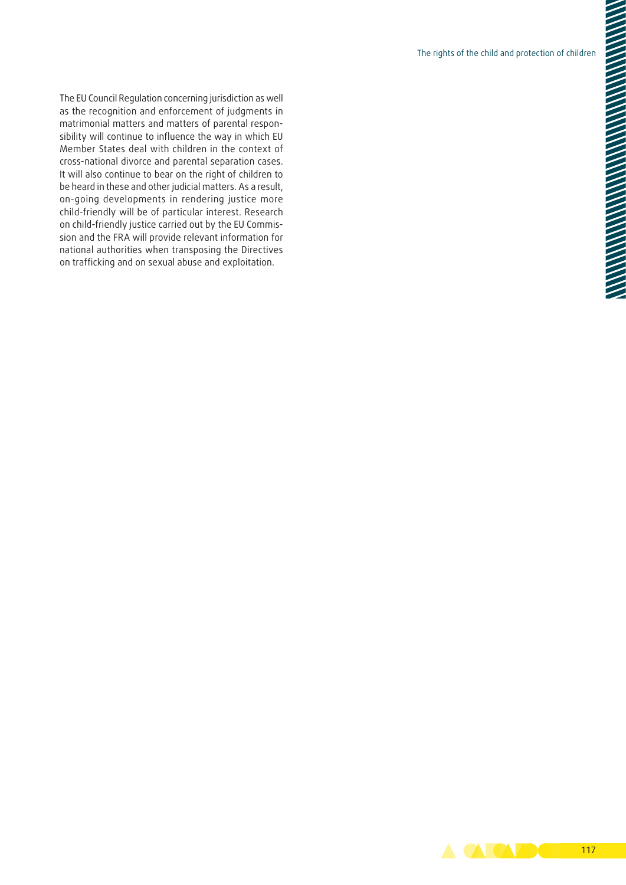The EU Council Regulation concerning jurisdiction as well as the recognition and enforcement of judgments in matrimonial matters and matters of parental responsibility will continue to influence the way in which EU Member States deal with children in the context of cross-national divorce and parental separation cases. It will also continue to bear on the right of children to be heard in these and other judicial matters. As a result, on-going developments in rendering justice more child-friendly will be of particular interest. Research on child-friendly justice carried out by the EU Commission and the FRA will provide relevant information for national authorities when transposing the Directives on trafficking and on sexual abuse and exploitation.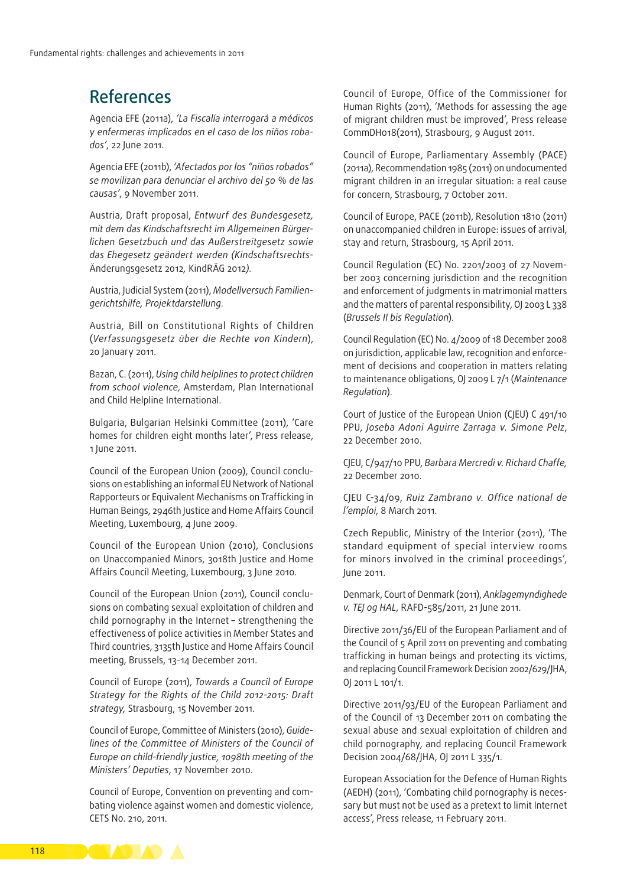## References

Agencia EFE (2011a), *'La Fiscalía interrogará a médicos y enfermeras implicados en el caso de los niños robados'*, 22 June 2011.

Agencia EFE (2011b), *'Afectados por los "niños robados" se movilizan para denunciar el archivo del 50 % de las causas'*, 9 November 2011.

Austria, Draft proposal, *Entwurf des Bundesgesetz, mit dem das Kindschaftsrecht im Allgemeinen Bürgerlichen Gesetzbuch und das Außerstreitgesetz sowie das Ehegesetz geändert werden (Kindschaftsrechts-*Änderungsgesetz 2012*, KindRÄG 2012).*

Austria, Judicial System (2011), *Modellversuch Familiengerichtshilfe, Projektdarstellung.*

Austria, Bill on Constitutional Rights of Children (*Verfassungsgesetz über die Rechte von Kindern*), 20 January 2011.

Bazan, C. (2011), *Using child helplines to protect children from school violence,* Amsterdam, Plan International and Child Helpline International.

Bulgaria, Bulgarian Helsinki Committee (2011), 'Care homes for children eight months later', Press release, 1 June 2011.

Council of the European Union (2009), Council conclusions on establishing an informal EU Network of National Rapporteurs or Equivalent Mechanisms on Trafficking in Human Beings, 2946th Justice and Home Affairs Council Meeting, Luxembourg, 4 June 2009.

Council of the European Union (2010), Conclusions on Unaccompanied Minors, 3018th Justice and Home Affairs Council Meeting, Luxembourg, 3 June 2010.

Council of the European Union (2011), Council conclusions on combating sexual exploitation of children and child pornography in the Internet – strengthening the effectiveness of police activities in Member States and Third countries, 3135th Justice and Home Affairs Council meeting, Brussels, 13-14 December 2011.

Council of Europe (2011), *Towards a Council of Europe Strategy for the Rights of the Child 2012-2015: Draft strategy,* Strasbourg, 15 November 2011.

Council of Europe, Committee of Ministers (2010), *Guidelines of the Committee of Ministers of the Council of Europe on child-friendly justice, 1098th meeting of the Ministers' Deputies*, 17 November 2010.

Council of Europe, Convention on preventing and combating violence against women and domestic violence, CETS No. 210, 2011.

Council of Europe, Office of the Commissioner for Human Rights (2011), 'Methods for assessing the age of migrant children must be improved', Press release CommDH018(2011), Strasbourg, 9 August 2011.

Council of Europe, Parliamentary Assembly (PACE) (2011a), Recommendation 1985 (2011) on undocumented migrant children in an irregular situation: a real cause for concern, Strasbourg, 7 October 2011.

Council of Europe, PACE (2011b), Resolution 1810 (2011) on unaccompanied children in Europe: issues of arrival, stay and return, Strasbourg, 15 April 2011.

Council Regulation (EC) No. 2201/2003 of 27 November 2003 concerning jurisdiction and the recognition and enforcement of judgments in matrimonial matters and the matters of parental responsibility, OJ 2003 L 338 (*Brussels II bis Regulation*).

Council Regulation (EC) No. 4/2009 of 18 December 2008 on jurisdiction, applicable law, recognition and enforcement of decisions and cooperation in matters relating to maintenance obligations, OJ 2009 L 7/1 (*Maintenance Regulation*).

Court of Justice of the European Union (CJEU) C 491/10 PPU, *Joseba Adoni Aguirre Zarraga v. Simone Pelz*, 22 December 2010.

CJEU, C/947/10 PPU, *Barbara Mercredi v. Richard Chaffe,* 22 December 2010.

CJEU C-34/09, *Ruiz Zambrano v. Office national de l'emploi,* 8 March 2011.

Czech Republic, Ministry of the Interior (2011), 'The standard equipment of special interview rooms for minors involved in the criminal proceedings', June 2011.

Denmark, Court of Denmark (2011), *Anklagemyndighede v. TEJ og HAL*, RAFD-585/2011, 21 June 2011.

Directive 2011/36/EU of the European Parliament and of the Council of 5 April 2011 on preventing and combating trafficking in human beings and protecting its victims, and replacing Council Framework Decision 2002/629/JHA, OJ 2011 L 101/1.

Directive 2011/93/EU of the European Parliament and of the Council of 13 December 2011 on combating the sexual abuse and sexual exploitation of children and child pornography, and replacing Council Framework Decision 2004/68/JHA, OJ 2011 L 335/1.

European Association for the Defence of Human Rights (AEDH) (2011), 'Combating child pornography is necessary but must not be used as a pretext to limit Internet access', Press release, 11 February 2011.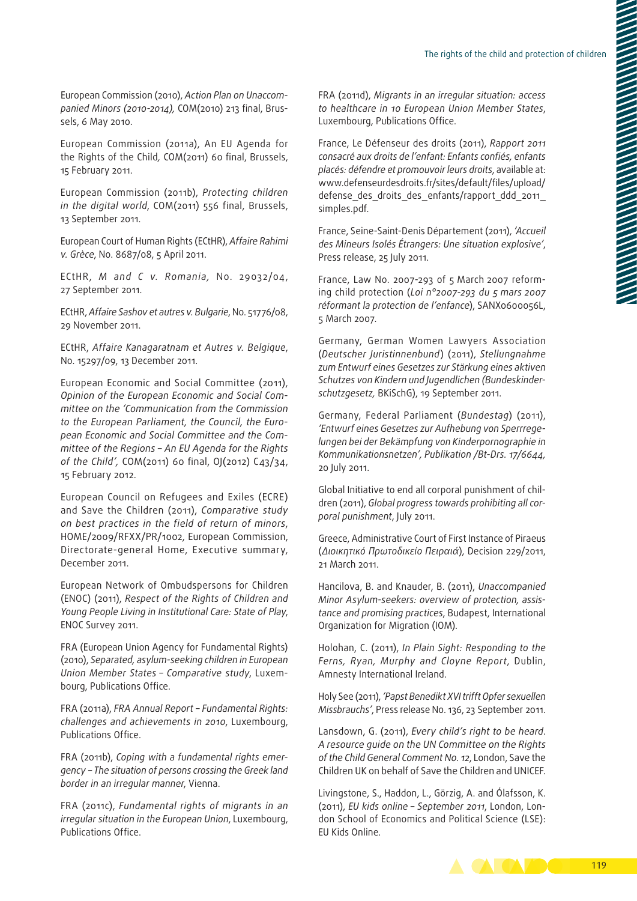European Commission (2010), *Action Plan on Unaccompanied Minors (2010-2014),* COM(2010) 213 final, Brussels, 6 May 2010.

European Commission (2011a), An EU Agenda for the Rights of the Child*,* COM(2011) 60 final, Brussels, 15 February 2011.

European Commission (2011b), *Protecting children in the digital world*, COM(2011) 556 final, Brussels, 13 September 2011.

European Court of Human Rights (ECtHR), *Affaire Rahimi v. Grèce*, No. 8687/08, 5 April 2011.

ECtHR, *M and C v. Romania,* No. 29032/04, 27 September 2011.

ECtHR, *Affaire Sashov et autres v. Bulgarie*, No. 51776/08, 29 November 2011.

ECtHR, *Affaire Kanagaratnam et Autres v. Belgique*, No. 15297/09, 13 December 2011.

European Economic and Social Committee (2011), *Opinion of the European Economic and Social Committee on the 'Communication from the Commission to the European Parliament, the Council, the European Economic and Social Committee and the Committee of the Regions – An EU Agenda for the Rights of the Child'*, COM(2011) 60 final, OJ(2012) C43/34, 15 February 2012.

European Council on Refugees and Exiles (ECRE) and Save the Children (2011), *Comparative study on best practices in the field of return of minors*, HOME/2009/RFXX/PR/1002, European Commission, Directorate-general Home, Executive summary, December 2011.

European Network of Ombudspersons for Children (ENOC) (2011), *Respect of the Rights of Children and Young People Living in Institutional Care: State of Play*, ENOC Survey 2011.

FRA (European Union Agency for Fundamental Rights) (2010), *Separated, asylum-seeking children in European Union Member States – Comparative study*, Luxembourg, Publications Office.

FRA (2011a), *FRA Annual Report – Fundamental Rights: challenges and achievements in 2010*, Luxembourg, Publications Office.

FRA (2011b), *Coping with a fundamental rights emergency – The situation of persons crossing the Greek land border in an irregular manner*, Vienna.

FRA (2011c), *Fundamental rights of migrants in an irregular situation in the European Union*, Luxembourg, Publications Office.

FRA (2011d), *Migrants in an irregular situation: access to healthcare in 10 European Union Member States*, Luxembourg, Publications Office.

France, Le Défenseur des droits (2011), *Rapport 2011 consacré aux droits de l'enfant: Enfants confiés, enfants placés: défendre et promouvoir leurs droits*, available at: www.defenseurdesdroits.fr/sites/default/files/upload/defense_des_droits_des_enfants/rapport_ddd_2011_simples.pdf.

France, Seine-Saint-Denis Département (2011), *'Accueil des Mineurs Isolés Étrangers: Une situation explosive'*, Press release, 25 July 2011.

France, Law No. 2007-293 of 5 March 2007 reforming child protection (*Loi n°2007-293 du 5 mars 2007 réformant la protection de l'enfance*), SANX0600056L, 5 March 2007.

Germany, German Women Lawyers Association (*Deutscher Juristinnenbund*) (2011), *Stellungnahme zum Entwurf eines Gesetzes zur Stärkung eines aktiven Schutzes von Kindern und Jugendlichen (Bundeskinderschutzgesetz,* BKiSchG), 19 September 2011.

Germany, Federal Parliament (*Bundestag*) (2011), *'Entwurf eines Gesetzes zur Aufhebung von Sperrregelungen bei der Bekämpfung von Kinderpornographie in Kommunikationsnetzen', Publikation /Bt-Drs. 17/6644,* 20 July 2011.

Global Initiative to end all corporal punishment of children (2011), *Global progress towards prohibiting all corporal punishment*, July 2011.

Greece, Administrative Court of First Instance of Piraeus (*Διοικητικό Πρωτοδικείο Πειραιά*), Decision 229/2011, 21 March 2011.

Hancilova, B. and Knauder, B. (2011), *Unaccompanied Minor Asylum-seekers: overview of protection, assistance and promising practices*, Budapest, International Organization for Migration (IOM).

Holohan, C. (2011), *In Plain Sight: Responding to the Ferns, Ryan, Murphy and Cloyne Report*, Dublin, Amnesty International Ireland.

Holy See (2011), *'Papst Benedikt XVI trifft Opfer sexuellen Missbrauchs'*, Press release No. 136, 23 September 2011.

Lansdown, G. (2011), *Every child's right to be heard. A resource guide on the UN Committee on the Rights of the Child General Comment No. 12*, London, Save the Children UK on behalf of Save the Children and UNICEF.

Livingstone, S., Haddon, L., Görzig, A. and Ólafsson, K. (2011), *EU kids online – September 2011*, London, London School of Economics and Political Science (LSE): EU Kids Online.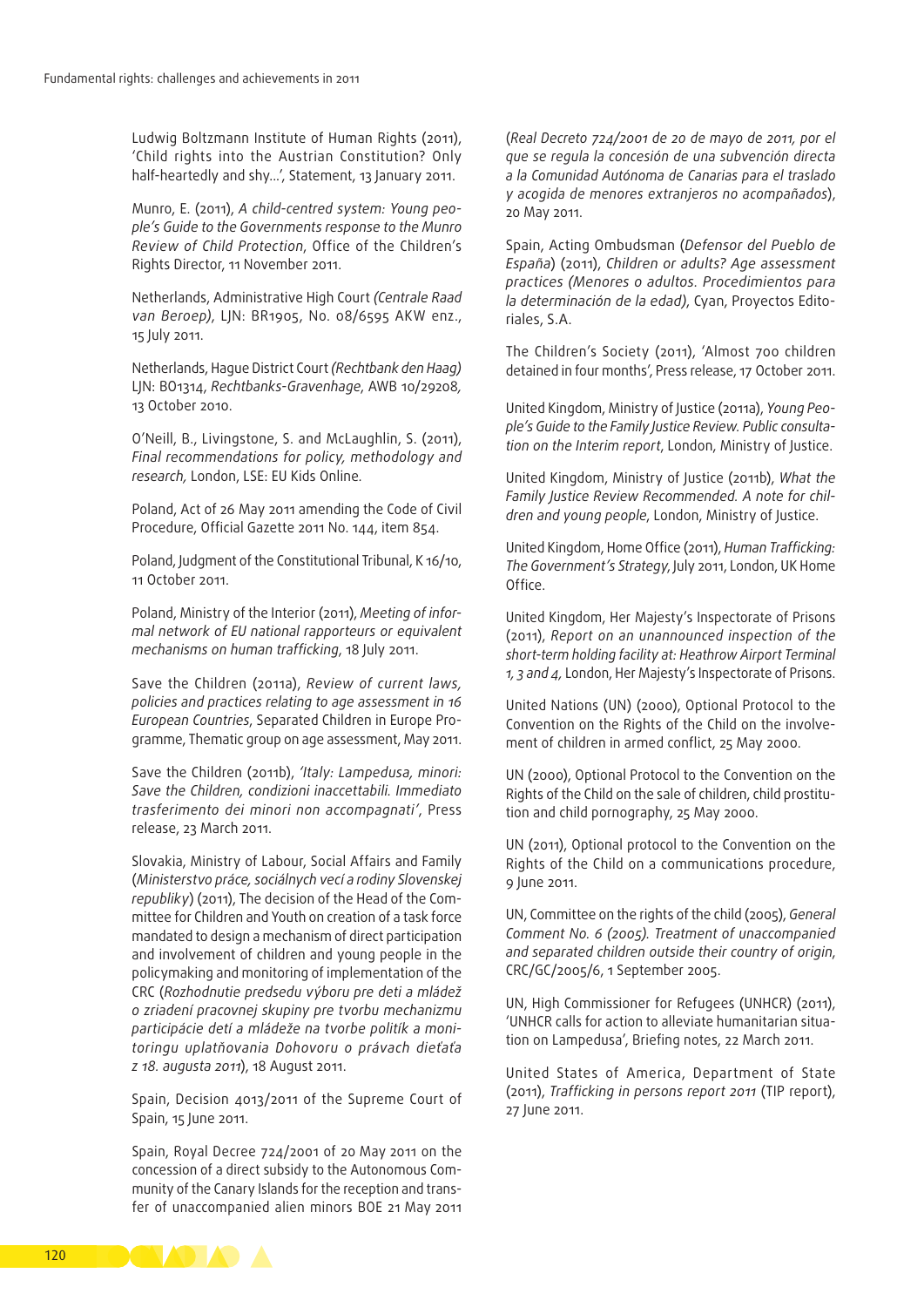Ludwig Boltzmann Institute of Human Rights (2011), 'Child rights into the Austrian Constitution? Only half-heartedly and shy…', Statement, 13 January 2011.

Munro, E. (2011), *A child-centred system: Young people's Guide to the Governments response to the Munro Review of Child Protection*, Office of the Children's Rights Director, 11 November 2011.

Netherlands, Administrative High Court *(Centrale Raad van Beroep)*, LJN: BR1905, No. 08/6595 AKW enz., 15 July 2011.

Netherlands, Hague District Court *(Rechtbank den Haag)* LJN: BO1314, *Rechtbanks-Gravenhage*, AWB 10/29208, 13 October 2010.

O'Neill, B., Livingstone, S. and McLaughlin, S. (2011), *Final recommendations for policy, methodology and research,* London, LSE: EU Kids Online.

Poland, Act of 26 May 2011 amending the Code of Civil Procedure, Official Gazette 2011 No. 144, item 854.

Poland, Judgment of the Constitutional Tribunal, K 16/10, 11 October 2011.

Poland, Ministry of the Interior (2011), *Meeting of informal network of EU national rapporteurs or equivalent mechanisms on human trafficking*, 18 July 2011.

Save the Children (2011a), *Review of current laws, policies and practices relating to age assessment in 16 European Countries*, Separated Children in Europe Programme, Thematic group on age assessment, May 2011.

Save the Children (2011b), *'Italy: Lampedusa, minori: Save the Children, condizioni inaccettabili. Immediato trasferimento dei minori non accompagnati'*, Press release, 23 March 2011.

Slovakia, Ministry of Labour, Social Affairs and Family (*Ministerstvo práce, sociálnych vecí a rodiny Slovenskej republiky*) (2011), The decision of the Head of the Committee for Children and Youth on creation of a task force mandated to design a mechanism of direct participation and involvement of children and young people in the policymaking and monitoring of implementation of the CRC (*Rozhodnutie predsedu výboru pre deti a mládež o zriadení pracovnej skupiny pre tvorbu mechanizmu participácie detí a mládeže na tvorbe politík a monitoringu uplatňovania Dohovoru o právach dieťaťa z 18. augusta 2011*), 18 August 2011.

Spain, Decision 4013/2011 of the Supreme Court of Spain, 15 June 2011.

Spain, Royal Decree 724/2001 of 20 May 2011 on the concession of a direct subsidy to the Autonomous Community of the Canary Islands for the reception and transfer of unaccompanied alien minors BOE 21 May 2011 (*Real Decreto 724/2001 de 20 de mayo de 2011, por el que se regula la concesión de una subvención directa a la Comunidad Autónoma de Canarias para el traslado y acogida de menores extranjeros no acompañados*), 20 May 2011.

Spain, Acting Ombudsman (*Defensor del Pueblo de España*) (2011), *Children or adults? Age assessment practices (Menores o adultos. Procedimientos para la determinación de la edad)*, Cyan, Proyectos Editoriales, S.A.

The Children's Society (2011), 'Almost 700 children detained in four months', Press release, 17 October 2011.

United Kingdom, Ministry of Justice (2011a), *Young People's Guide to the Family Justice Review. Public consultation on the Interim report*, London, Ministry of Justice.

United Kingdom, Ministry of Justice (2011b), *What the Family Justice Review Recommended. A note for children and young people*, London, Ministry of Justice.

United Kingdom, Home Office (2011), *Human Trafficking: The Government's Strategy*, July 2011, London, UK Home Office.

United Kingdom, Her Majesty's Inspectorate of Prisons (2011), *Report on an unannounced inspection of the short-term holding facility at: Heathrow Airport Terminal 1, 3 and 4,* London, Her Majesty's Inspectorate of Prisons.

United Nations (UN) (2000), Optional Protocol to the Convention on the Rights of the Child on the involvement of children in armed conflict, 25 May 2000.

UN (2000), Optional Protocol to the Convention on the Rights of the Child on the sale of children, child prostitution and child pornography, 25 May 2000.

UN (2011), Optional protocol to the Convention on the Rights of the Child on a communications procedure, 9 June 2011.

UN, Committee on the rights of the child (2005), *General Comment No. 6 (2005). Treatment of unaccompanied and separated children outside their country of origin*, CRC/GC/2005/6, 1 September 2005.

UN, High Commissioner for Refugees (UNHCR) (2011), 'UNHCR calls for action to alleviate humanitarian situation on Lampedusa', Briefing notes, 22 March 2011.

United States of America, Department of State (2011), *Trafficking in persons report 2011* (TIP report), 27 June 2011.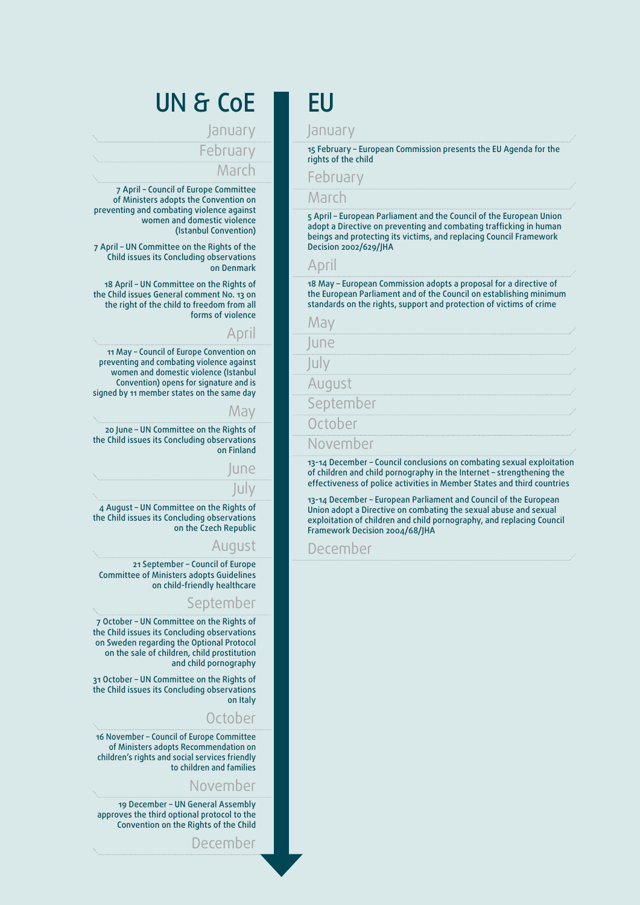## UN & CoE

January

February

March

7 April – Council of Europe Committee of Ministers adopts the Convention on preventing and combating violence against women and domestic violence (Istanbul Convention)

7 April – UN Committee on the Rights of the Child issues its Concluding observations on Denmark

18 April – UN Committee on the Rights of the Child issues General comment No. 13 on the right of the child to freedom from all forms of violence

April

11 May – Council of Europe Convention on preventing and combating violence against women and domestic violence (Istanbul Convention) opens for signature and is signed by 11 member states on the same day

May

20 June – UN Committee on the Rights of the Child issues its Concluding observations on Finland

June

July

4 August – UN Committee on the Rights of the Child issues its Concluding observations on the Czech Republic

August

21 September – Council of Europe Committee of Ministers adopts Guidelines on child-friendly healthcare

September

7 October – UN Committee on the Rights of the Child issues its Concluding observations on Sweden regarding the Optional Protocol on the sale of children, child prostitution and child pornography

31 October – UN Committee on the Rights of the Child issues its Concluding observations on Italy

October

16 November – Council of Europe Committee of Ministers adopts Recommendation on children's rights and social services friendly to children and families

November

19 December – UN General Assembly approves the third optional protocol to the Convention on the Rights of the Child

December

## EU

January

15 February – European Commission presents the EU Agenda for the rights of the child

February

March

5 April – European Parliament and the Council of the European Union adopt a Directive on preventing and combating trafficking in human beings and protecting its victims, and replacing Council Framework Decision 2002/629/JHA

April

18 May – European Commission adopts a proposal for a directive of the European Parliament and of the Council on establishing minimum standards on the rights, support and protection of victims of crime

May

June

July

August

September

October

November

13-14 December – Council conclusions on combating sexual exploitation of children and child pornography in the Internet – strengthening the effectiveness of police activities in Member States and third countries

13-14 December – European Parliament and Council of the European Union adopt a Directive on combating the sexual abuse and sexual exploitation of children and child pornography, and replacing Council Framework Decision 2004/68/JHA

December